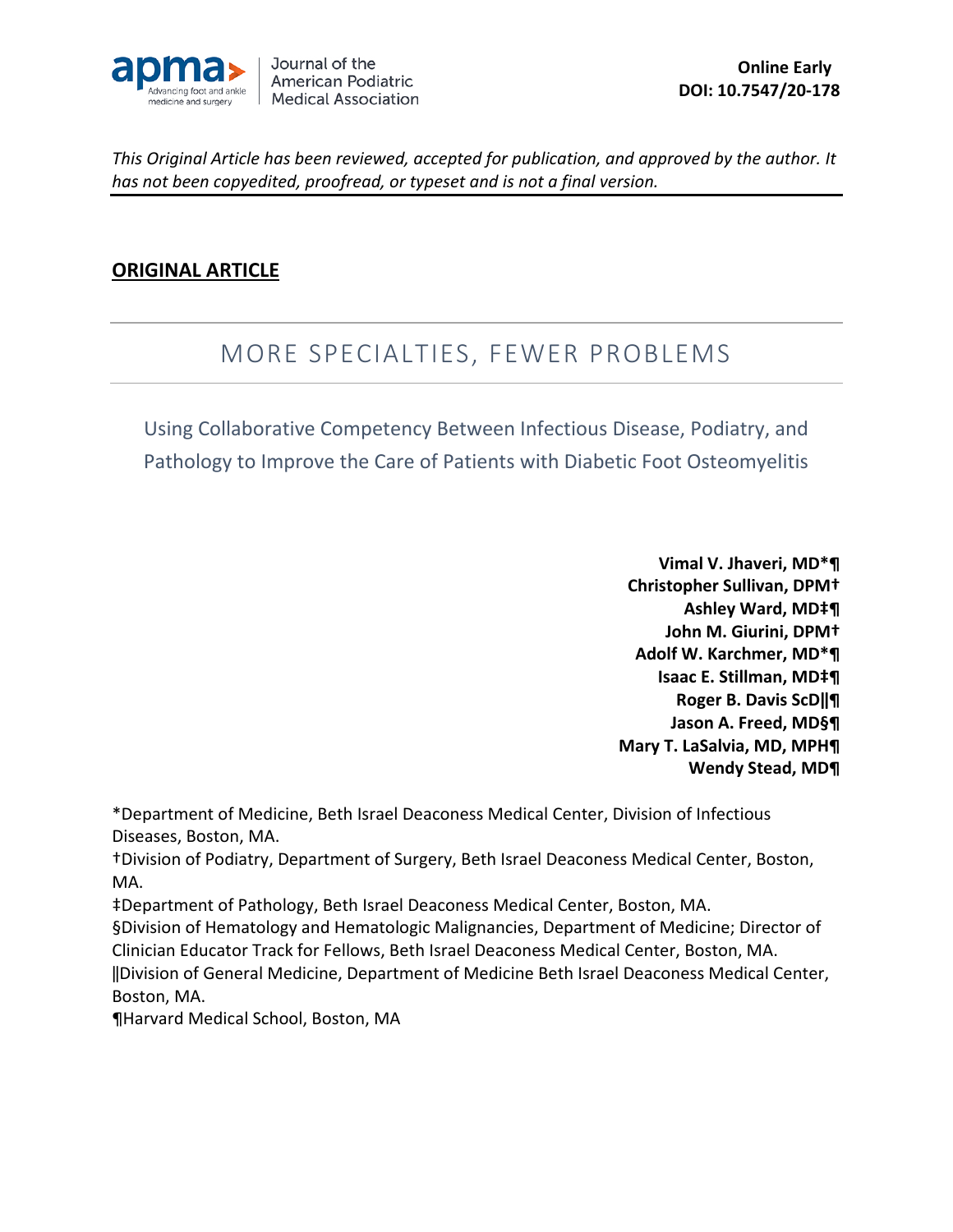**Online Early**
**DOI: 10.7547/20-178**

*This Original Article has been reviewed, accepted for publication, and approved by the author. It has not been copyedited, proofread, or typeset and is not a final version.*

**ORIGINAL ARTICLE**

# MORE SPECIALTIES, FEWER PROBLEMS

## Using Collaborative Competency Between Infectious Disease, Podiatry, and Pathology to Improve the Care of Patients with Diabetic Foot Osteomyelitis

**Vimal V. Jhaveri, MD*¶**
**Christopher Sullivan, DPM†**
**Ashley Ward, MD‡¶**
**John M. Giurini, DPM†**
**Adolf W. Karchmer, MD*¶**
**Isaac E. Stillman, MD‡¶**
**Roger B. Davis ScD||¶**
**Jason A. Freed, MD§¶**
**Mary T. LaSalvia, MD, MPH¶**
**Wendy Stead, MD¶**

*Department of Medicine, Beth Israel Deaconess Medical Center, Division of Infectious Diseases, Boston, MA.
†Division of Podiatry, Department of Surgery, Beth Israel Deaconess Medical Center, Boston, MA.
‡Department of Pathology, Beth Israel Deaconess Medical Center, Boston, MA.
§Division of Hematology and Hematologic Malignancies, Department of Medicine; Director of Clinician Educator Track for Fellows, Beth Israel Deaconess Medical Center, Boston, MA.
||Division of General Medicine, Department of Medicine Beth Israel Deaconess Medical Center, Boston, MA.
¶Harvard Medical School, Boston, MA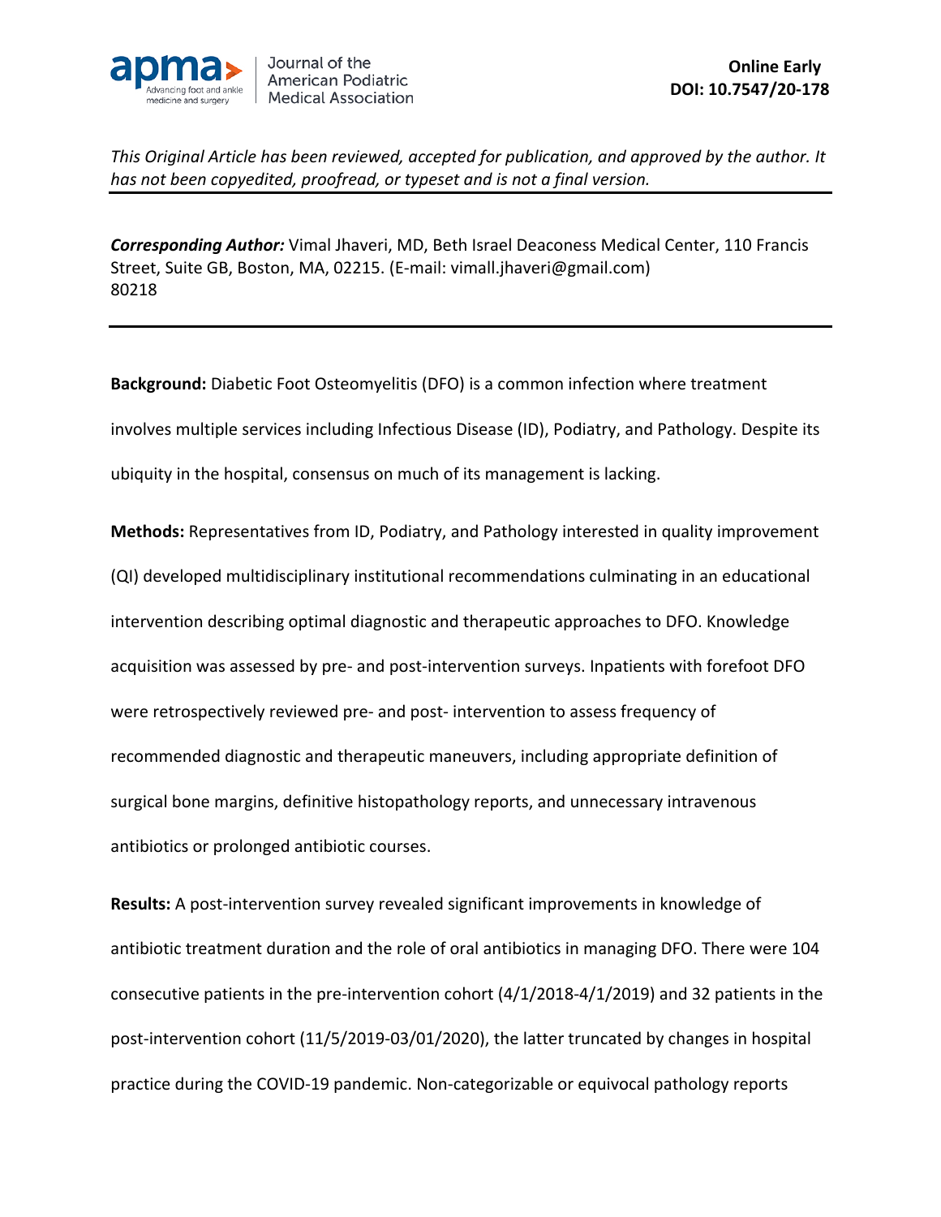*This Original Article has been reviewed, accepted for publication, and approved by the author. It has not been copyedited, proofread, or typeset and is not a final version.*

***Corresponding Author:*** Vimal Jhaveri, MD, Beth Israel Deaconess Medical Center, 110 Francis Street, Suite GB, Boston, MA, 02215. (E-mail: vimall.jhaveri@gmail.com)
80218

**Background:** Diabetic Foot Osteomyelitis (DFO) is a common infection where treatment involves multiple services including Infectious Disease (ID), Podiatry, and Pathology. Despite its ubiquity in the hospital, consensus on much of its management is lacking.

**Methods:** Representatives from ID, Podiatry, and Pathology interested in quality improvement (QI) developed multidisciplinary institutional recommendations culminating in an educational intervention describing optimal diagnostic and therapeutic approaches to DFO. Knowledge acquisition was assessed by pre- and post-intervention surveys. Inpatients with forefoot DFO were retrospectively reviewed pre- and post- intervention to assess frequency of recommended diagnostic and therapeutic maneuvers, including appropriate definition of surgical bone margins, definitive histopathology reports, and unnecessary intravenous antibiotics or prolonged antibiotic courses.

**Results:** A post-intervention survey revealed significant improvements in knowledge of antibiotic treatment duration and the role of oral antibiotics in managing DFO. There were 104 consecutive patients in the pre-intervention cohort (4/1/2018-4/1/2019) and 32 patients in the post-intervention cohort (11/5/2019-03/01/2020), the latter truncated by changes in hospital practice during the COVID-19 pandemic. Non-categorizable or equivocal pathology reports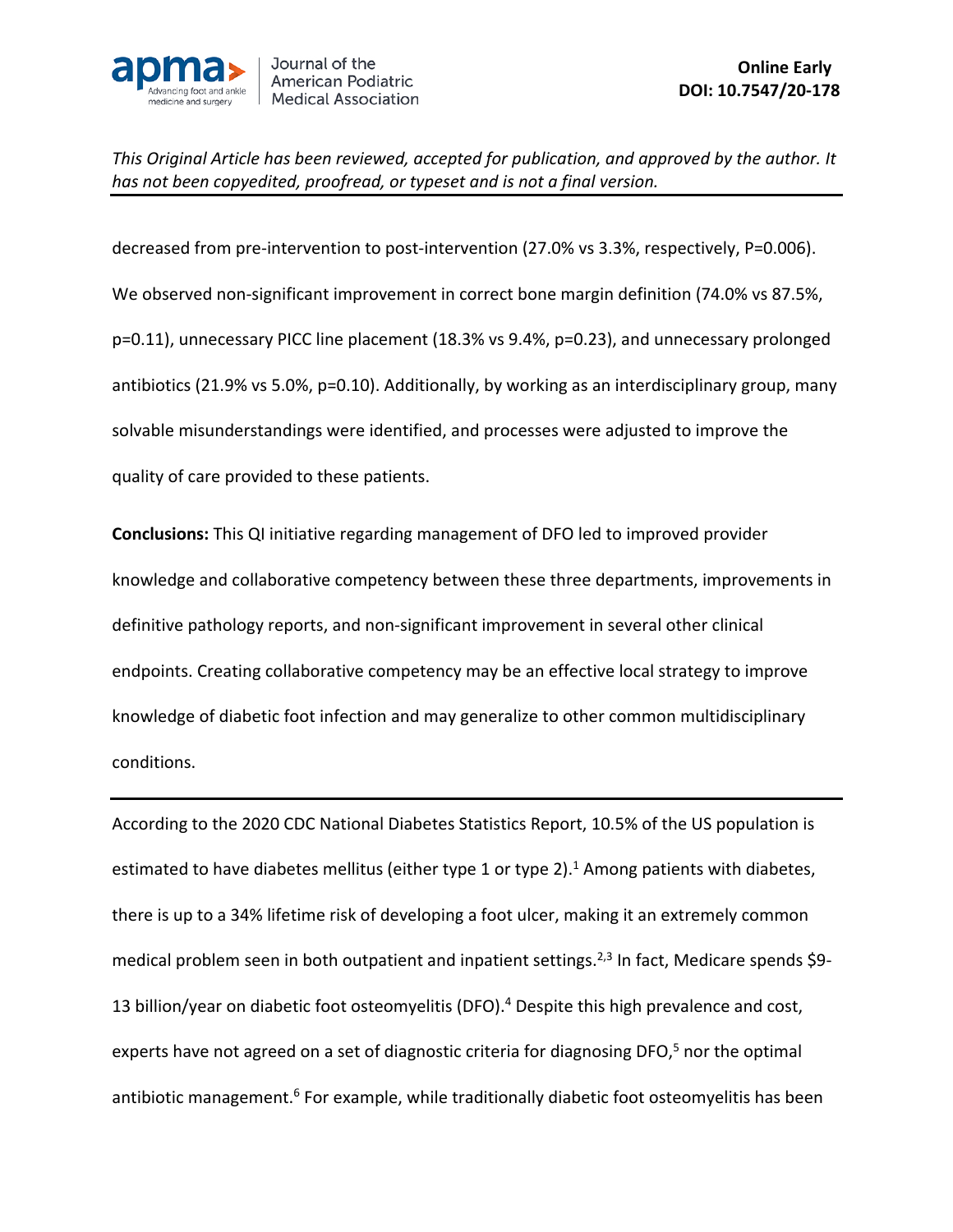decreased from pre-intervention to post-intervention (27.0% vs 3.3%, respectively, P=0.006). We observed non-significant improvement in correct bone margin definition (74.0% vs 87.5%, p=0.11), unnecessary PICC line placement (18.3% vs 9.4%, p=0.23), and unnecessary prolonged antibiotics (21.9% vs 5.0%, p=0.10). Additionally, by working as an interdisciplinary group, many solvable misunderstandings were identified, and processes were adjusted to improve the quality of care provided to these patients.

**Conclusions:** This QI initiative regarding management of DFO led to improved provider knowledge and collaborative competency between these three departments, improvements in definitive pathology reports, and non-significant improvement in several other clinical endpoints. Creating collaborative competency may be an effective local strategy to improve knowledge of diabetic foot infection and may generalize to other common multidisciplinary conditions.

---

According to the 2020 CDC National Diabetes Statistics Report, 10.5% of the US population is estimated to have diabetes mellitus (either type 1 or type 2).[1] Among patients with diabetes, there is up to a 34% lifetime risk of developing a foot ulcer, making it an extremely common medical problem seen in both outpatient and inpatient settings.[2,3] In fact, Medicare spends $9-13 billion/year on diabetic foot osteomyelitis (DFO).[4] Despite this high prevalence and cost, experts have not agreed on a set of diagnostic criteria for diagnosing DFO,[5] nor the optimal antibiotic management.[6] For example, while traditionally diabetic foot osteomyelitis has been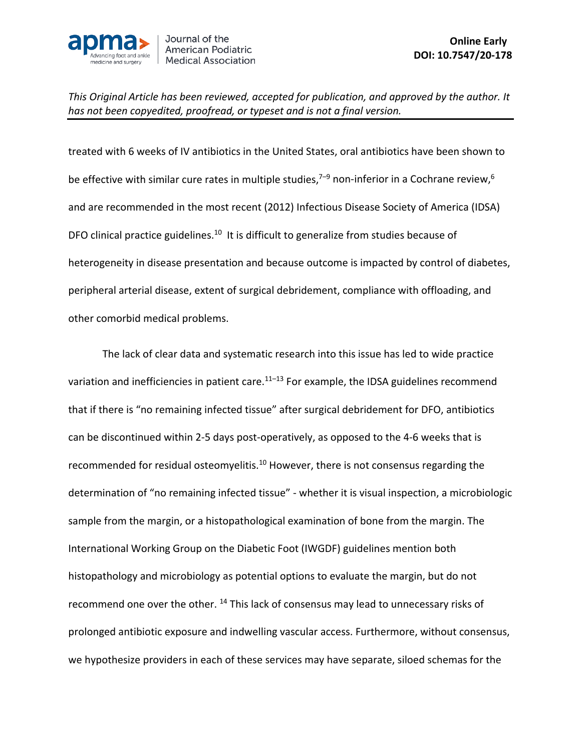treated with 6 weeks of IV antibiotics in the United States, oral antibiotics have been shown to be effective with similar cure rates in multiple studies,[7–9] non-inferior in a Cochrane review,[6] and are recommended in the most recent (2012) Infectious Disease Society of America (IDSA) DFO clinical practice guidelines.[10] It is difficult to generalize from studies because of heterogeneity in disease presentation and because outcome is impacted by control of diabetes, peripheral arterial disease, extent of surgical debridement, compliance with offloading, and other comorbid medical problems.

The lack of clear data and systematic research into this issue has led to wide practice variation and inefficiencies in patient care.[11–13] For example, the IDSA guidelines recommend that if there is "no remaining infected tissue" after surgical debridement for DFO, antibiotics can be discontinued within 2-5 days post-operatively, as opposed to the 4-6 weeks that is recommended for residual osteomyelitis.[10] However, there is not consensus regarding the determination of "no remaining infected tissue" - whether it is visual inspection, a microbiologic sample from the margin, or a histopathological examination of bone from the margin. The International Working Group on the Diabetic Foot (IWGDF) guidelines mention both histopathology and microbiology as potential options to evaluate the margin, but do not recommend one over the other. [14] This lack of consensus may lead to unnecessary risks of prolonged antibiotic exposure and indwelling vascular access. Furthermore, without consensus, we hypothesize providers in each of these services may have separate, siloed schemas for the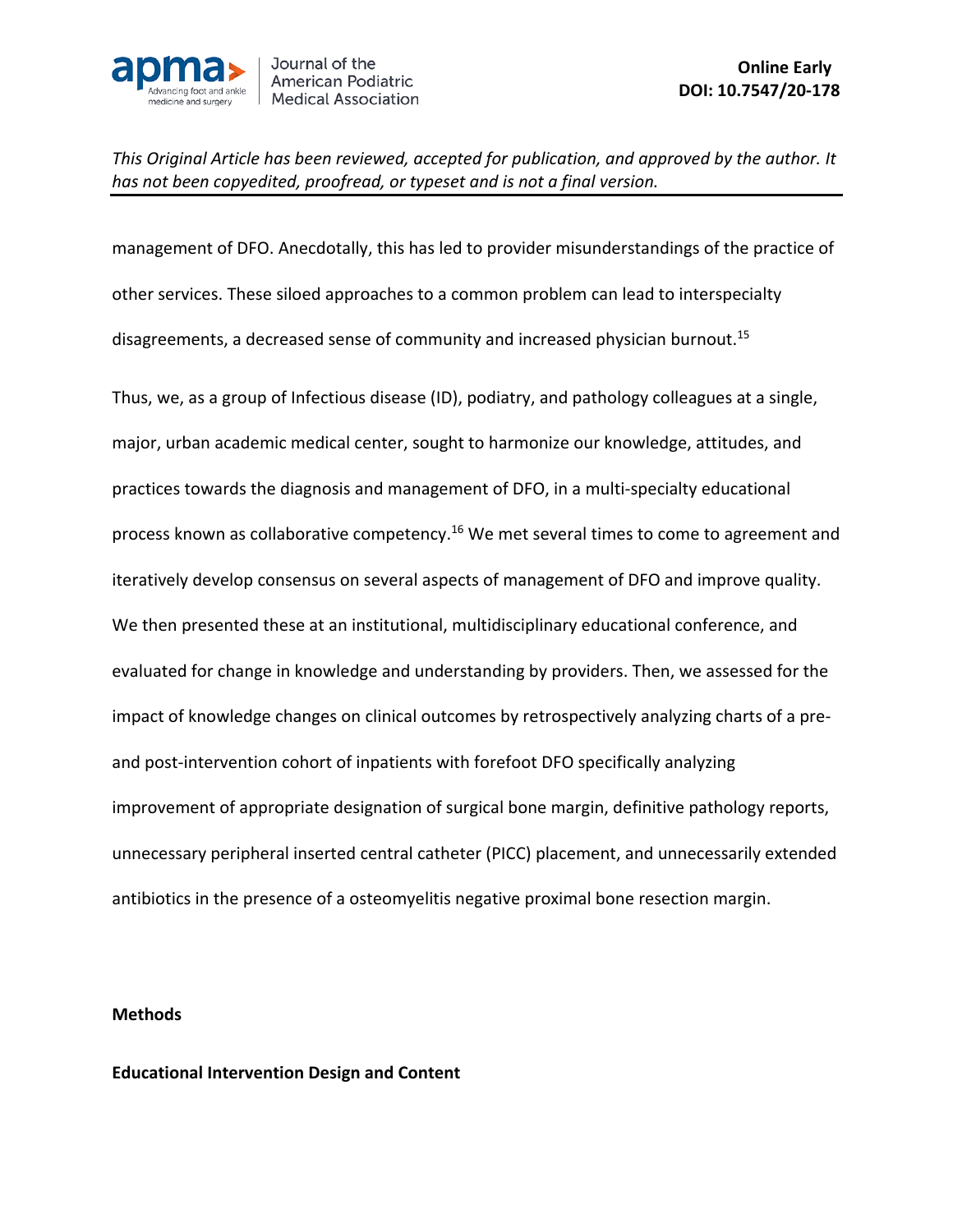management of DFO. Anecdotally, this has led to provider misunderstandings of the practice of other services. These siloed approaches to a common problem can lead to interspecialty disagreements, a decreased sense of community and increased physician burnout.[15]

Thus, we, as a group of Infectious disease (ID), podiatry, and pathology colleagues at a single, major, urban academic medical center, sought to harmonize our knowledge, attitudes, and practices towards the diagnosis and management of DFO, in a multi-specialty educational process known as collaborative competency.[16] We met several times to come to agreement and iteratively develop consensus on several aspects of management of DFO and improve quality. We then presented these at an institutional, multidisciplinary educational conference, and evaluated for change in knowledge and understanding by providers. Then, we assessed for the impact of knowledge changes on clinical outcomes by retrospectively analyzing charts of a pre- and post-intervention cohort of inpatients with forefoot DFO specifically analyzing improvement of appropriate designation of surgical bone margin, definitive pathology reports, unnecessary peripheral inserted central catheter (PICC) placement, and unnecessarily extended antibiotics in the presence of a osteomyelitis negative proximal bone resection margin.

## Methods

### Educational Intervention Design and Content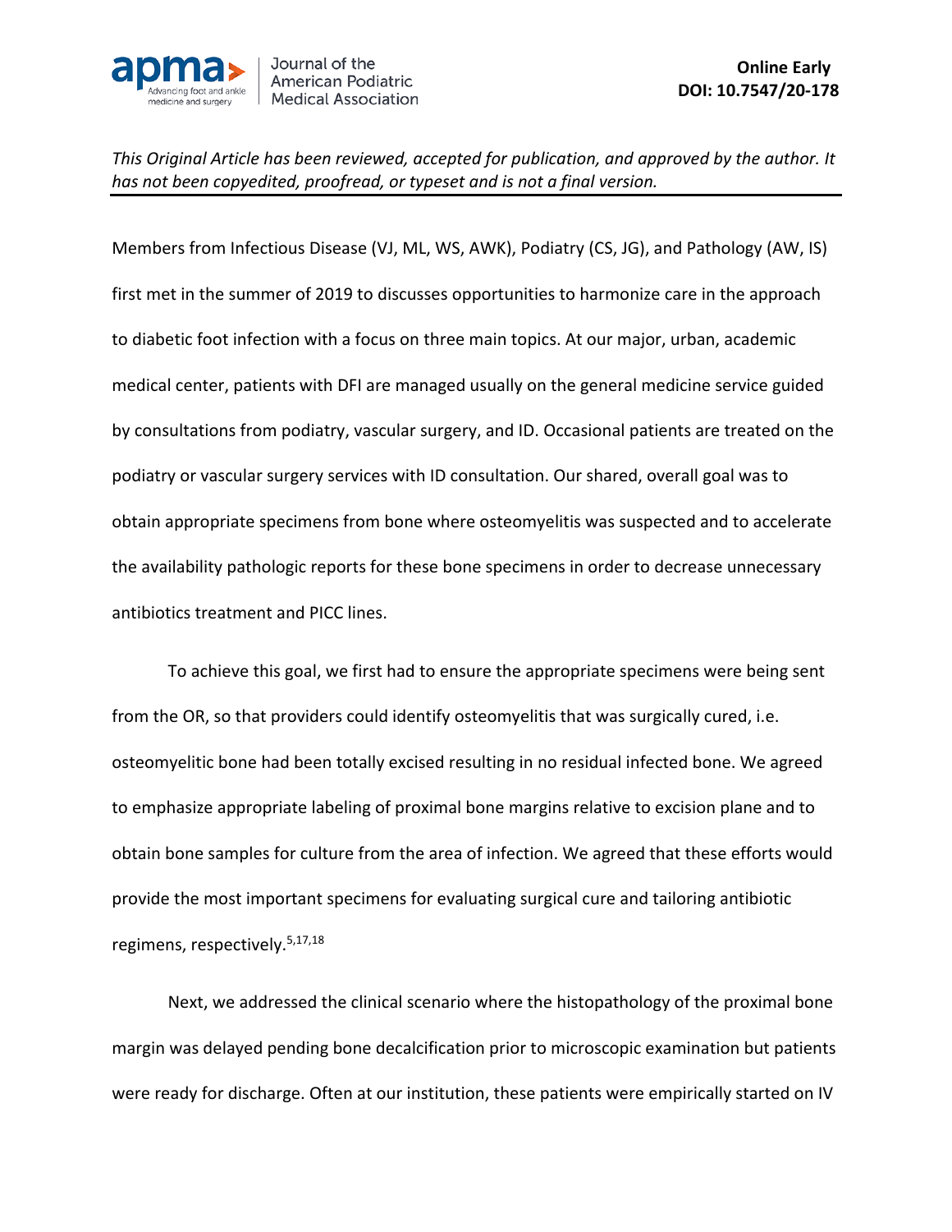Members from Infectious Disease (VJ, ML, WS, AWK), Podiatry (CS, JG), and Pathology (AW, IS) first met in the summer of 2019 to discusses opportunities to harmonize care in the approach to diabetic foot infection with a focus on three main topics. At our major, urban, academic medical center, patients with DFI are managed usually on the general medicine service guided by consultations from podiatry, vascular surgery, and ID. Occasional patients are treated on the podiatry or vascular surgery services with ID consultation. Our shared, overall goal was to obtain appropriate specimens from bone where osteomyelitis was suspected and to accelerate the availability pathologic reports for these bone specimens in order to decrease unnecessary antibiotics treatment and PICC lines.

To achieve this goal, we first had to ensure the appropriate specimens were being sent from the OR, so that providers could identify osteomyelitis that was surgically cured, i.e. osteomyelitic bone had been totally excised resulting in no residual infected bone. We agreed to emphasize appropriate labeling of proximal bone margins relative to excision plane and to obtain bone samples for culture from the area of infection. We agreed that these efforts would provide the most important specimens for evaluating surgical cure and tailoring antibiotic regimens, respectively.[5,17,18]

Next, we addressed the clinical scenario where the histopathology of the proximal bone margin was delayed pending bone decalcification prior to microscopic examination but patients were ready for discharge. Often at our institution, these patients were empirically started on IV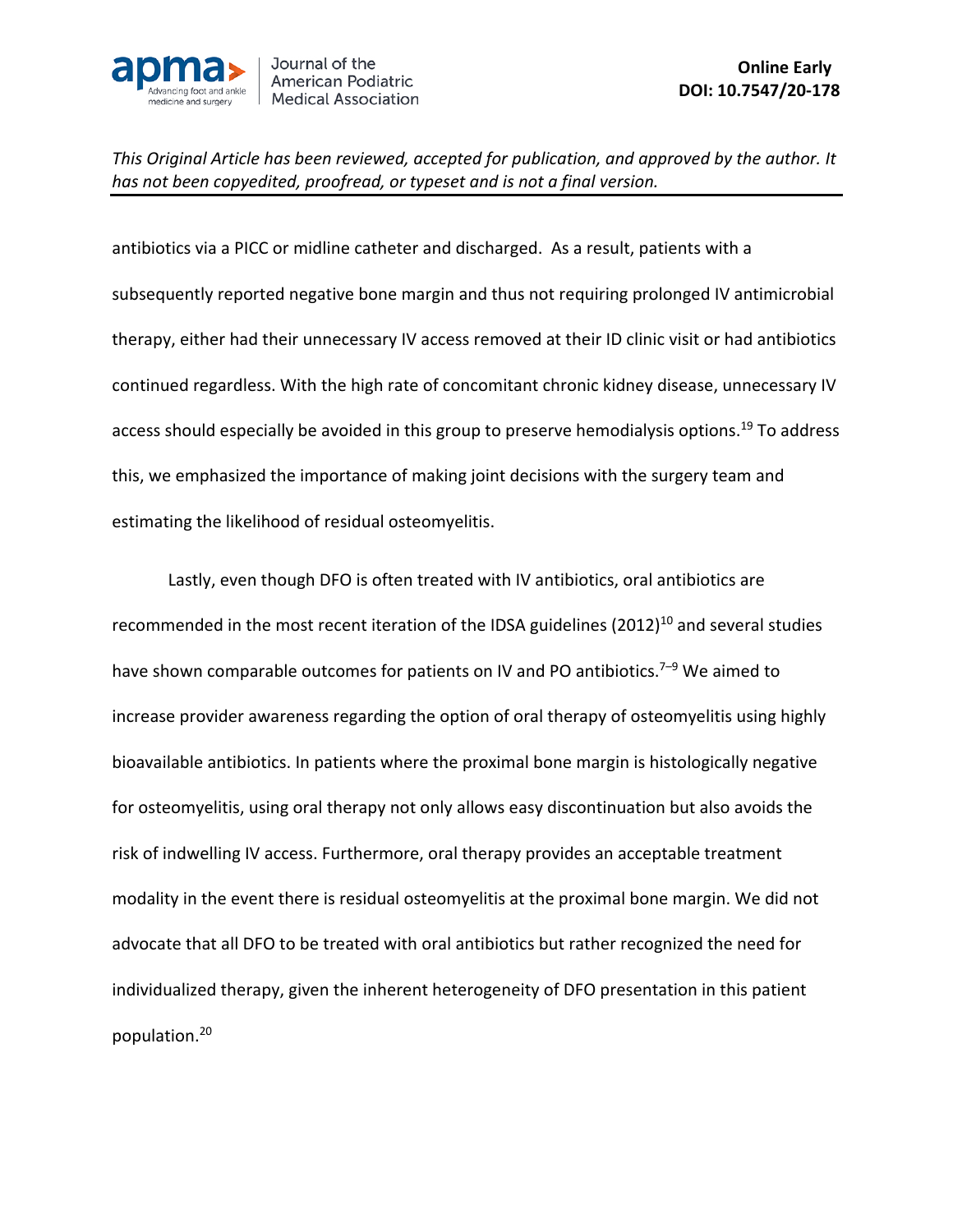antibiotics via a PICC or midline catheter and discharged. As a result, patients with a subsequently reported negative bone margin and thus not requiring prolonged IV antimicrobial therapy, either had their unnecessary IV access removed at their ID clinic visit or had antibiotics continued regardless. With the high rate of concomitant chronic kidney disease, unnecessary IV access should especially be avoided in this group to preserve hemodialysis options.[19] To address this, we emphasized the importance of making joint decisions with the surgery team and estimating the likelihood of residual osteomyelitis.

Lastly, even though DFO is often treated with IV antibiotics, oral antibiotics are recommended in the most recent iteration of the IDSA guidelines (2012)[10] and several studies have shown comparable outcomes for patients on IV and PO antibiotics.[7–9] We aimed to increase provider awareness regarding the option of oral therapy of osteomyelitis using highly bioavailable antibiotics. In patients where the proximal bone margin is histologically negative for osteomyelitis, using oral therapy not only allows easy discontinuation but also avoids the risk of indwelling IV access. Furthermore, oral therapy provides an acceptable treatment modality in the event there is residual osteomyelitis at the proximal bone margin. We did not advocate that all DFO to be treated with oral antibiotics but rather recognized the need for individualized therapy, given the inherent heterogeneity of DFO presentation in this patient population.[20]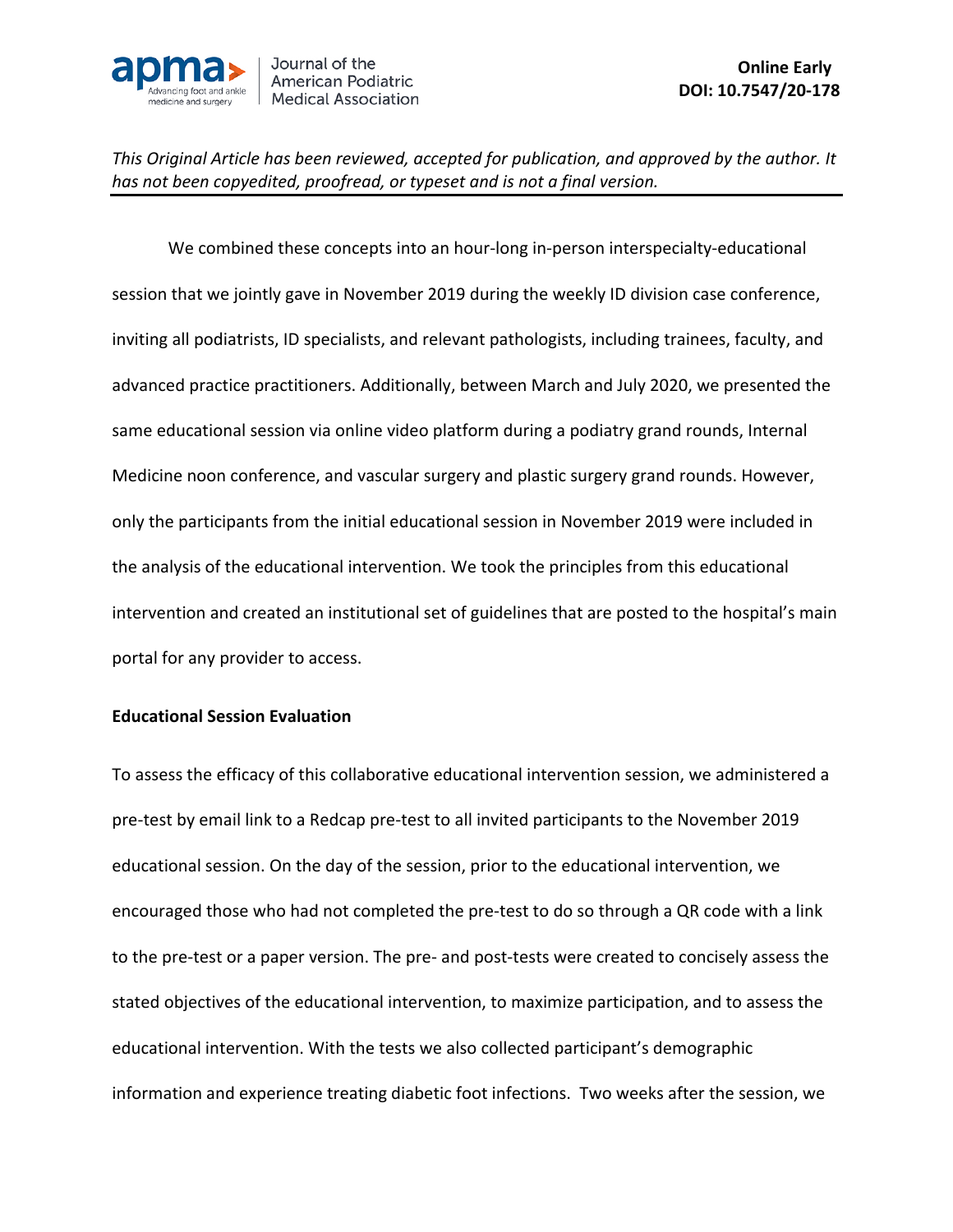We combined these concepts into an hour-long in-person interspecialty-educational session that we jointly gave in November 2019 during the weekly ID division case conference, inviting all podiatrists, ID specialists, and relevant pathologists, including trainees, faculty, and advanced practice practitioners. Additionally, between March and July 2020, we presented the same educational session via online video platform during a podiatry grand rounds, Internal Medicine noon conference, and vascular surgery and plastic surgery grand rounds. However, only the participants from the initial educational session in November 2019 were included in the analysis of the educational intervention. We took the principles from this educational intervention and created an institutional set of guidelines that are posted to the hospital's main portal for any provider to access.

**Educational Session Evaluation**

To assess the efficacy of this collaborative educational intervention session, we administered a pre-test by email link to a Redcap pre-test to all invited participants to the November 2019 educational session. On the day of the session, prior to the educational intervention, we encouraged those who had not completed the pre-test to do so through a QR code with a link to the pre-test or a paper version. The pre- and post-tests were created to concisely assess the stated objectives of the educational intervention, to maximize participation, and to assess the educational intervention. With the tests we also collected participant's demographic information and experience treating diabetic foot infections. Two weeks after the session, we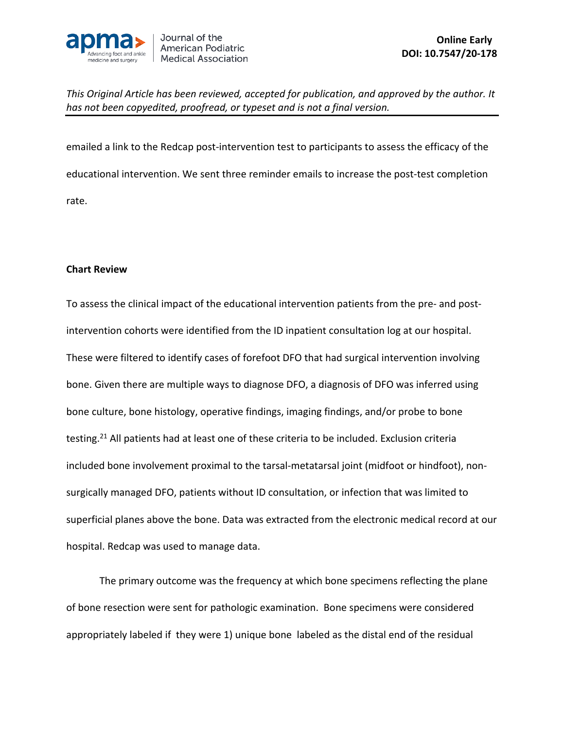emailed a link to the Redcap post-intervention test to participants to assess the efficacy of the educational intervention. We sent three reminder emails to increase the post-test completion rate.

**Chart Review**

To assess the clinical impact of the educational intervention patients from the pre- and post-intervention cohorts were identified from the ID inpatient consultation log at our hospital. These were filtered to identify cases of forefoot DFO that had surgical intervention involving bone. Given there are multiple ways to diagnose DFO, a diagnosis of DFO was inferred using bone culture, bone histology, operative findings, imaging findings, and/or probe to bone testing.[21] All patients had at least one of these criteria to be included. Exclusion criteria included bone involvement proximal to the tarsal-metatarsal joint (midfoot or hindfoot), non-surgically managed DFO, patients without ID consultation, or infection that was limited to superficial planes above the bone. Data was extracted from the electronic medical record at our hospital. Redcap was used to manage data.

The primary outcome was the frequency at which bone specimens reflecting the plane of bone resection were sent for pathologic examination. Bone specimens were considered appropriately labeled if they were 1) unique bone labeled as the distal end of the residual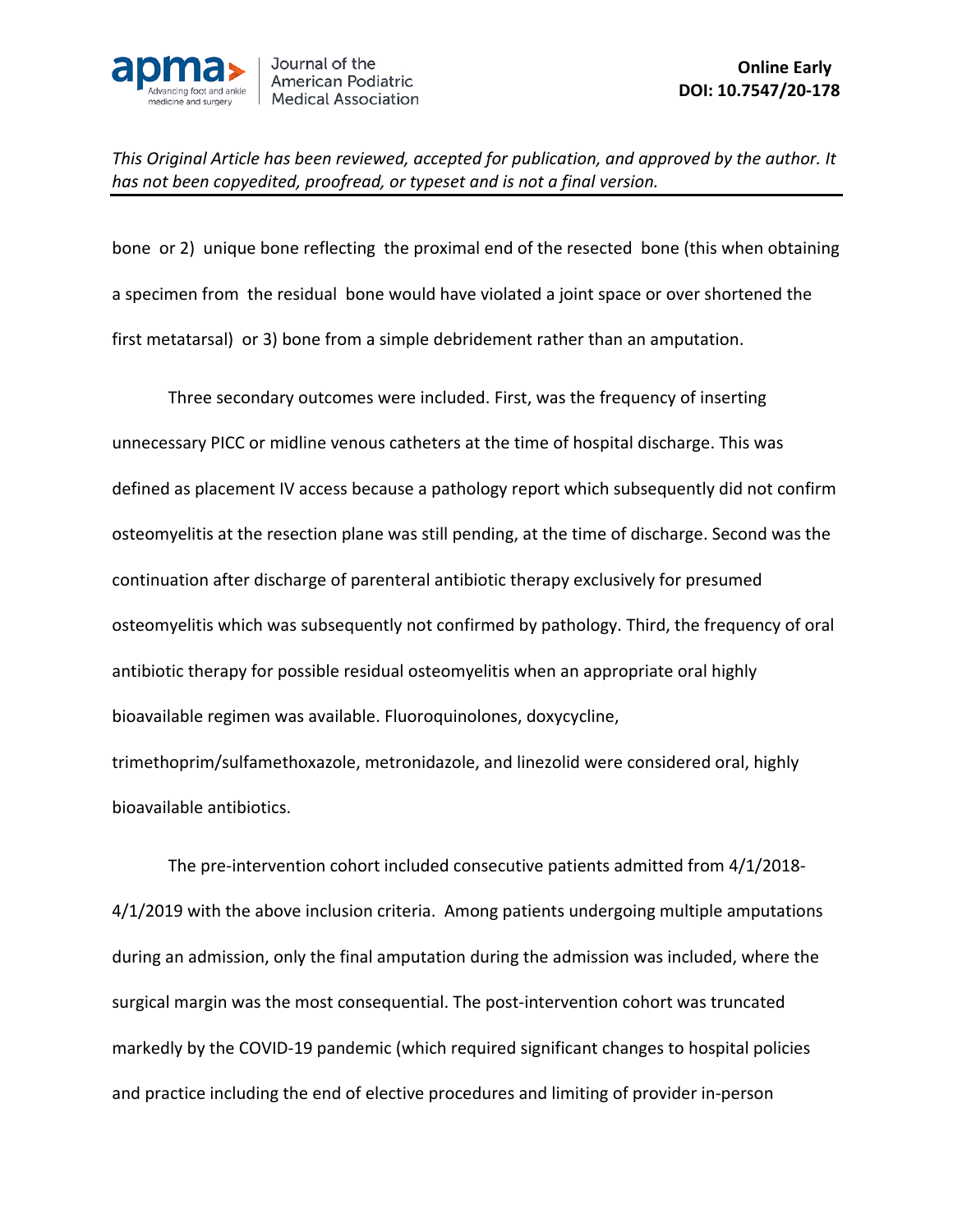bone or 2) unique bone reflecting the proximal end of the resected bone (this when obtaining a specimen from the residual bone would have violated a joint space or over shortened the first metatarsal) or 3) bone from a simple debridement rather than an amputation.

Three secondary outcomes were included. First, was the frequency of inserting unnecessary PICC or midline venous catheters at the time of hospital discharge. This was defined as placement IV access because a pathology report which subsequently did not confirm osteomyelitis at the resection plane was still pending, at the time of discharge. Second was the continuation after discharge of parenteral antibiotic therapy exclusively for presumed osteomyelitis which was subsequently not confirmed by pathology. Third, the frequency of oral antibiotic therapy for possible residual osteomyelitis when an appropriate oral highly bioavailable regimen was available. Fluoroquinolones, doxycycline, trimethoprim/sulfamethoxazole, metronidazole, and linezolid were considered oral, highly bioavailable antibiotics.

The pre-intervention cohort included consecutive patients admitted from 4/1/2018-4/1/2019 with the above inclusion criteria. Among patients undergoing multiple amputations during an admission, only the final amputation during the admission was included, where the surgical margin was the most consequential. The post-intervention cohort was truncated markedly by the COVID-19 pandemic (which required significant changes to hospital policies and practice including the end of elective procedures and limiting of provider in-person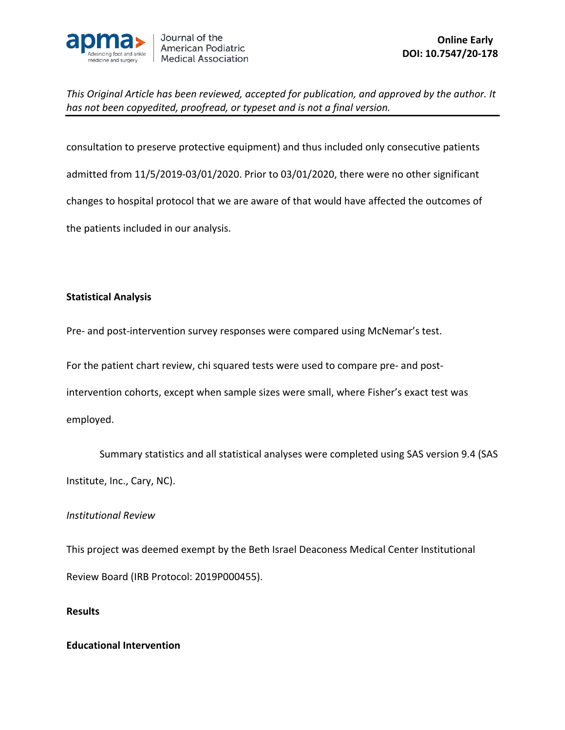consultation to preserve protective equipment) and thus included only consecutive patients admitted from 11/5/2019-03/01/2020. Prior to 03/01/2020, there were no other significant changes to hospital protocol that we are aware of that would have affected the outcomes of the patients included in our analysis.

## Statistical Analysis

Pre- and post-intervention survey responses were compared using McNemar's test.

For the patient chart review, chi squared tests were used to compare pre- and post-intervention cohorts, except when sample sizes were small, where Fisher's exact test was employed.

Summary statistics and all statistical analyses were completed using SAS version 9.4 (SAS Institute, Inc., Cary, NC).

*Institutional Review*

This project was deemed exempt by the Beth Israel Deaconess Medical Center Institutional Review Board (IRB Protocol: 2019P000455).

## Results

### Educational Intervention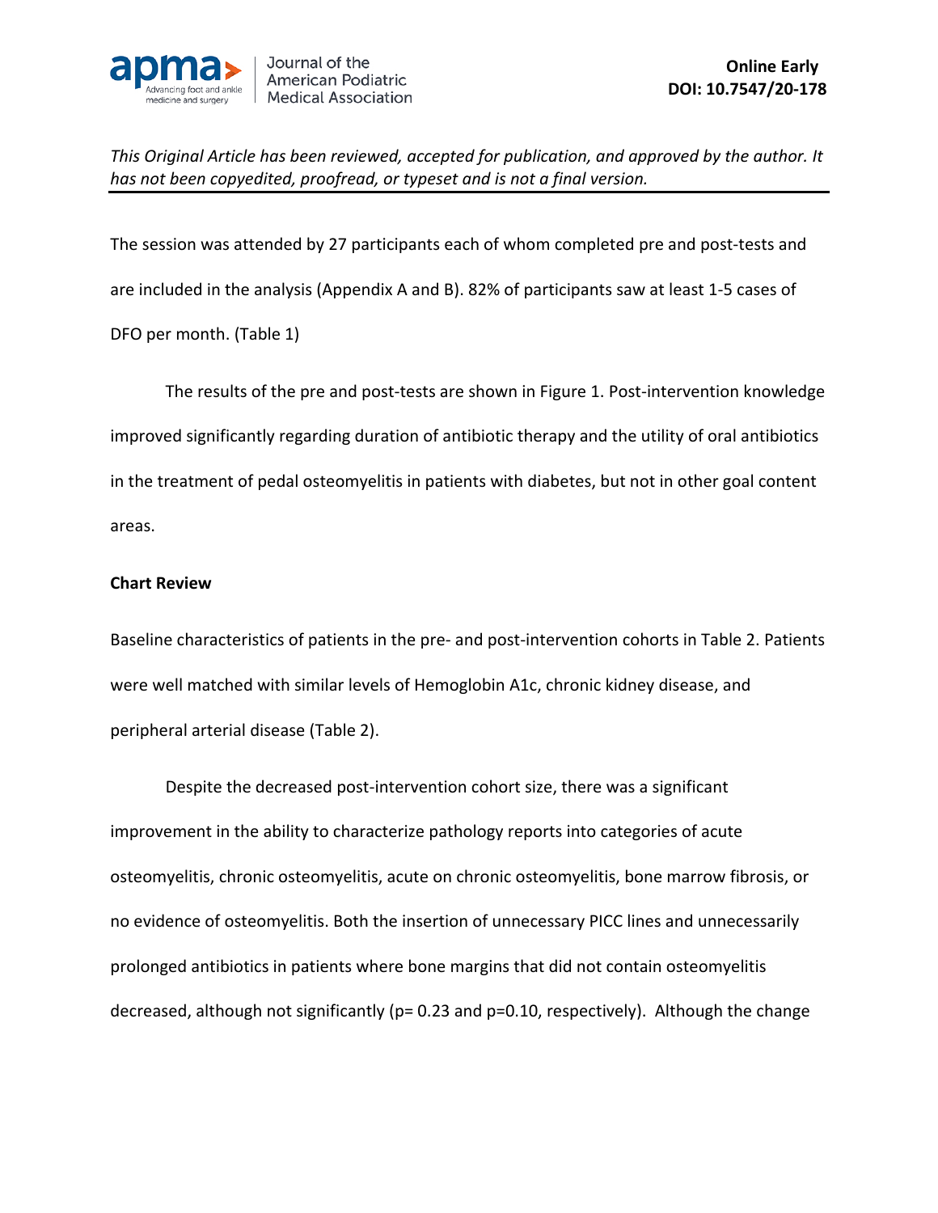The session was attended by 27 participants each of whom completed pre and post-tests and are included in the analysis (Appendix A and B). 82% of participants saw at least 1-5 cases of DFO per month. (Table 1)

The results of the pre and post-tests are shown in Figure 1. Post-intervention knowledge improved significantly regarding duration of antibiotic therapy and the utility of oral antibiotics in the treatment of pedal osteomyelitis in patients with diabetes, but not in other goal content areas.

**Chart Review**

Baseline characteristics of patients in the pre- and post-intervention cohorts in Table 2. Patients were well matched with similar levels of Hemoglobin A1c, chronic kidney disease, and peripheral arterial disease (Table 2).

Despite the decreased post-intervention cohort size, there was a significant improvement in the ability to characterize pathology reports into categories of acute osteomyelitis, chronic osteomyelitis, acute on chronic osteomyelitis, bone marrow fibrosis, or no evidence of osteomyelitis. Both the insertion of unnecessary PICC lines and unnecessarily prolonged antibiotics in patients where bone margins that did not contain osteomyelitis decreased, although not significantly ($p = 0.23$ and $p = 0.10$, respectively). Although the change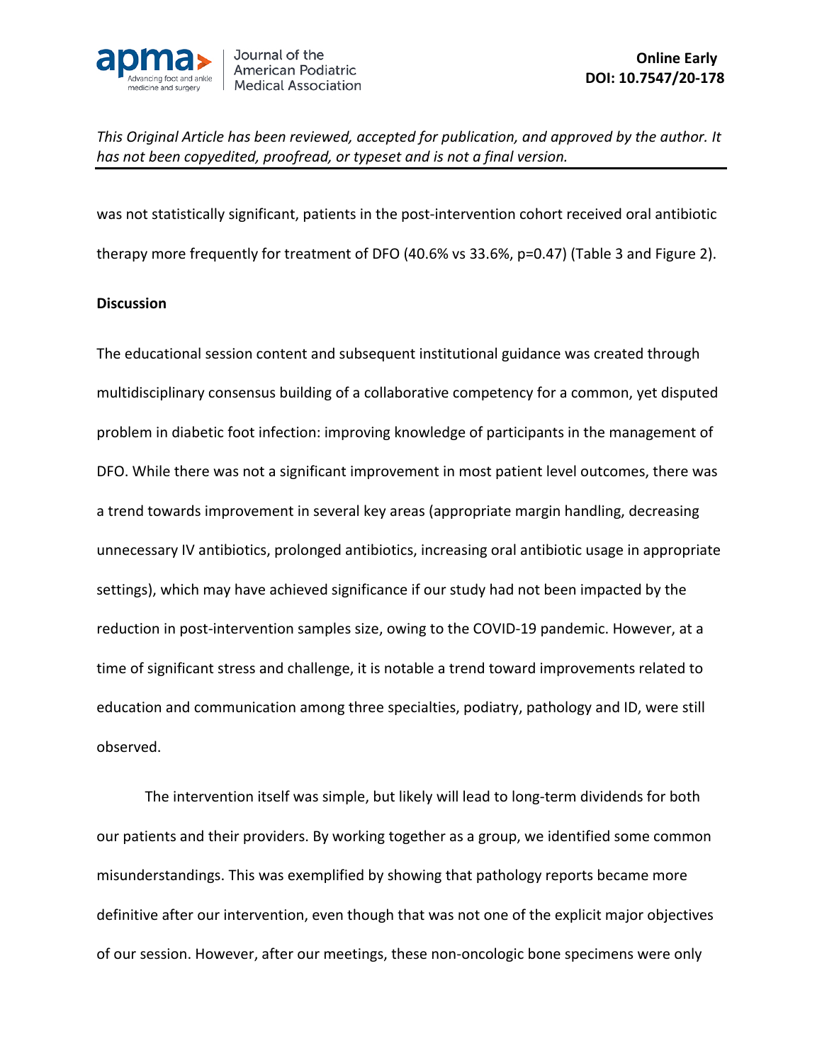was not statistically significant, patients in the post-intervention cohort received oral antibiotic therapy more frequently for treatment of DFO (40.6% vs 33.6%, p=0.47) (Table 3 and Figure 2).

**Discussion**

The educational session content and subsequent institutional guidance was created through multidisciplinary consensus building of a collaborative competency for a common, yet disputed problem in diabetic foot infection: improving knowledge of participants in the management of DFO. While there was not a significant improvement in most patient level outcomes, there was a trend towards improvement in several key areas (appropriate margin handling, decreasing unnecessary IV antibiotics, prolonged antibiotics, increasing oral antibiotic usage in appropriate settings), which may have achieved significance if our study had not been impacted by the reduction in post-intervention samples size, owing to the COVID-19 pandemic. However, at a time of significant stress and challenge, it is notable a trend toward improvements related to education and communication among three specialties, podiatry, pathology and ID, were still observed.

The intervention itself was simple, but likely will lead to long-term dividends for both our patients and their providers. By working together as a group, we identified some common misunderstandings. This was exemplified by showing that pathology reports became more definitive after our intervention, even though that was not one of the explicit major objectives of our session. However, after our meetings, these non-oncologic bone specimens were only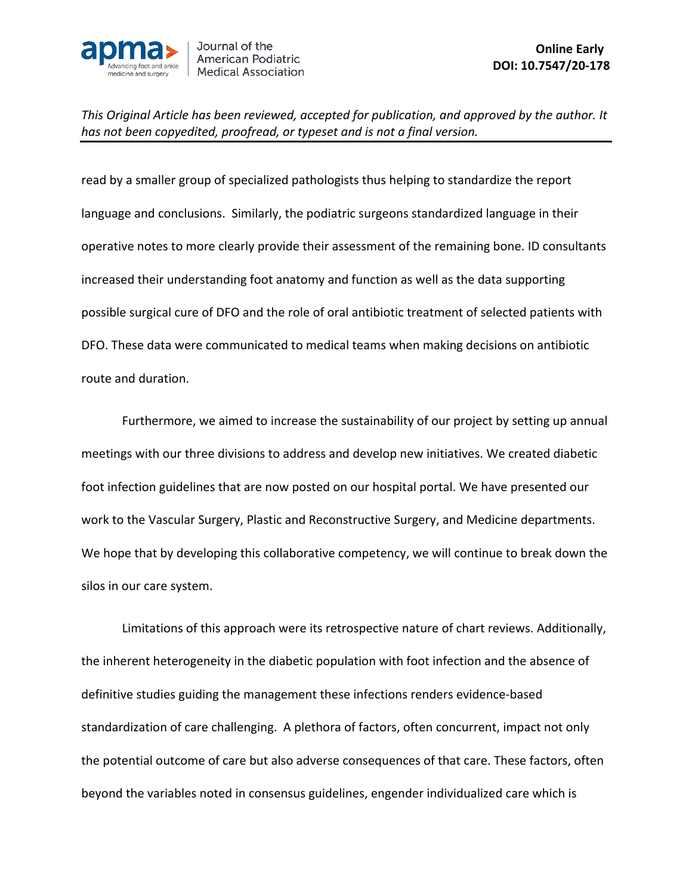read by a smaller group of specialized pathologists thus helping to standardize the report language and conclusions. Similarly, the podiatric surgeons standardized language in their operative notes to more clearly provide their assessment of the remaining bone. ID consultants increased their understanding foot anatomy and function as well as the data supporting possible surgical cure of DFO and the role of oral antibiotic treatment of selected patients with DFO. These data were communicated to medical teams when making decisions on antibiotic route and duration.

Furthermore, we aimed to increase the sustainability of our project by setting up annual meetings with our three divisions to address and develop new initiatives. We created diabetic foot infection guidelines that are now posted on our hospital portal. We have presented our work to the Vascular Surgery, Plastic and Reconstructive Surgery, and Medicine departments. We hope that by developing this collaborative competency, we will continue to break down the silos in our care system.

Limitations of this approach were its retrospective nature of chart reviews. Additionally, the inherent heterogeneity in the diabetic population with foot infection and the absence of definitive studies guiding the management these infections renders evidence-based standardization of care challenging. A plethora of factors, often concurrent, impact not only the potential outcome of care but also adverse consequences of that care. These factors, often beyond the variables noted in consensus guidelines, engender individualized care which is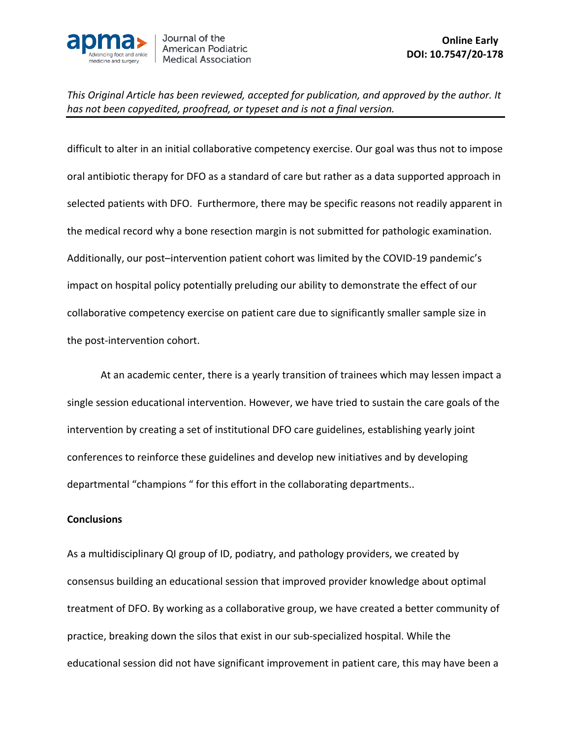difficult to alter in an initial collaborative competency exercise. Our goal was thus not to impose oral antibiotic therapy for DFO as a standard of care but rather as a data supported approach in selected patients with DFO.  Furthermore, there may be specific reasons not readily apparent in the medical record why a bone resection margin is not submitted for pathologic examination. Additionally, our post–intervention patient cohort was limited by the COVID-19 pandemic's impact on hospital policy potentially preluding our ability to demonstrate the effect of our collaborative competency exercise on patient care due to significantly smaller sample size in the post-intervention cohort.

At an academic center, there is a yearly transition of trainees which may lessen impact a single session educational intervention. However, we have tried to sustain the care goals of the intervention by creating a set of institutional DFO care guidelines, establishing yearly joint conferences to reinforce these guidelines and develop new initiatives and by developing departmental "champions " for this effort in the collaborating departments..

**Conclusions**

As a multidisciplinary QI group of ID, podiatry, and pathology providers, we created by consensus building an educational session that improved provider knowledge about optimal treatment of DFO. By working as a collaborative group, we have created a better community of practice, breaking down the silos that exist in our sub-specialized hospital. While the educational session did not have significant improvement in patient care, this may have been a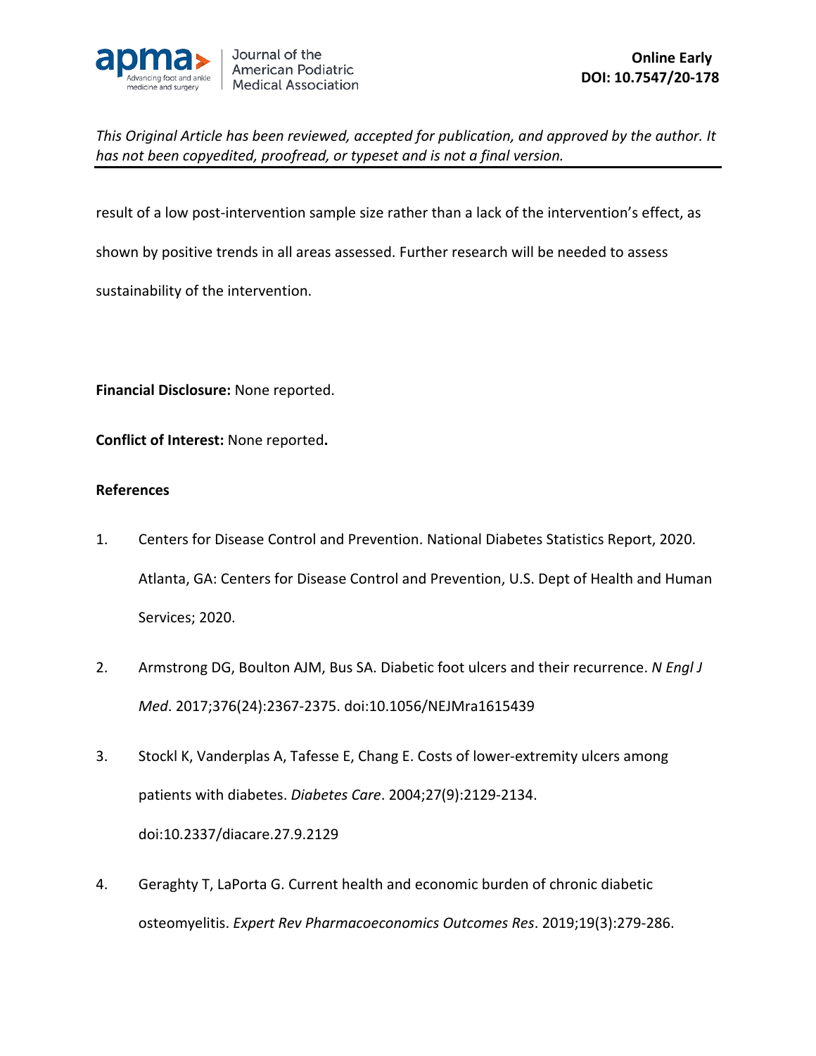result of a low post-intervention sample size rather than a lack of the intervention's effect, as shown by positive trends in all areas assessed. Further research will be needed to assess sustainability of the intervention.

**Financial Disclosure:** None reported.

**Conflict of Interest:** None reported**.**

**References**

1. Centers for Disease Control and Prevention. National Diabetes Statistics Report, 2020. Atlanta, GA: Centers for Disease Control and Prevention, U.S. Dept of Health and Human Services; 2020.
2. Armstrong DG, Boulton AJM, Bus SA. Diabetic foot ulcers and their recurrence. *N Engl J Med*. 2017;376(24):2367-2375. doi:10.1056/NEJMra1615439
3. Stockl K, Vanderplas A, Tafesse E, Chang E. Costs of lower-extremity ulcers among patients with diabetes. *Diabetes Care*. 2004;27(9):2129-2134. doi:10.2337/diacare.27.9.2129
4. Geraghty T, LaPorta G. Current health and economic burden of chronic diabetic osteomyelitis. *Expert Rev Pharmacoeconomics Outcomes Res*. 2019;19(3):279-286.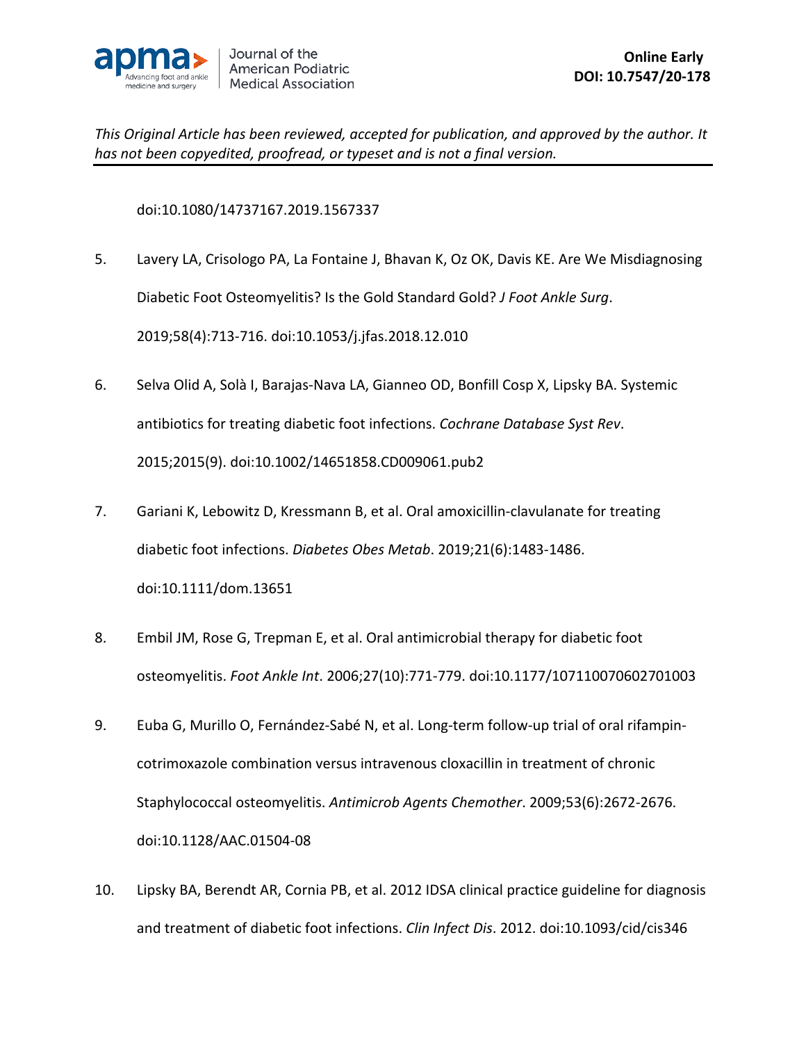doi:10.1080/14737167.2019.1567337

5. Lavery LA, Crisologo PA, La Fontaine J, Bhavan K, Oz OK, Davis KE. Are We Misdiagnosing Diabetic Foot Osteomyelitis? Is the Gold Standard Gold? *J Foot Ankle Surg*. 2019;58(4):713-716. doi:10.1053/j.jfas.2018.12.010

6. Selva Olid A, Solà I, Barajas-Nava LA, Gianneo OD, Bonfill Cosp X, Lipsky BA. Systemic antibiotics for treating diabetic foot infections. *Cochrane Database Syst Rev*. 2015;2015(9). doi:10.1002/14651858.CD009061.pub2

7. Gariani K, Lebowitz D, Kressmann B, et al. Oral amoxicillin-clavulanate for treating diabetic foot infections. *Diabetes Obes Metab*. 2019;21(6):1483-1486. doi:10.1111/dom.13651

8. Embil JM, Rose G, Trepman E, et al. Oral antimicrobial therapy for diabetic foot osteomyelitis. *Foot Ankle Int*. 2006;27(10):771-779. doi:10.1177/107110070602701003

9. Euba G, Murillo O, Fernández-Sabé N, et al. Long-term follow-up trial of oral rifampin-cotrimoxazole combination versus intravenous cloxacillin in treatment of chronic Staphylococcal osteomyelitis. *Antimicrob Agents Chemother*. 2009;53(6):2672-2676. doi:10.1128/AAC.01504-08

10. Lipsky BA, Berendt AR, Cornia PB, et al. 2012 IDSA clinical practice guideline for diagnosis and treatment of diabetic foot infections. *Clin Infect Dis*. 2012. doi:10.1093/cid/cis346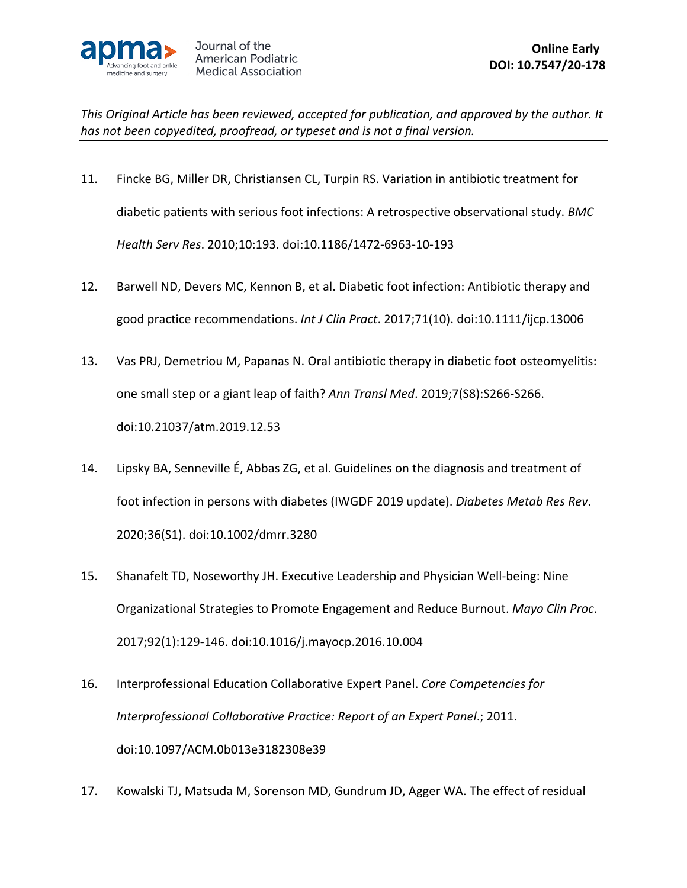*This Original Article has been reviewed, accepted for publication, and approved by the author. It has not been copyedited, proofread, or typeset and is not a final version.*

11. Fincke BG, Miller DR, Christiansen CL, Turpin RS. Variation in antibiotic treatment for diabetic patients with serious foot infections: A retrospective observational study. *BMC Health Serv Res*. 2010;10:193. doi:10.1186/1472-6963-10-193

12. Barwell ND, Devers MC, Kennon B, et al. Diabetic foot infection: Antibiotic therapy and good practice recommendations. *Int J Clin Pract*. 2017;71(10). doi:10.1111/ijcp.13006

13. Vas PRJ, Demetriou M, Papanas N. Oral antibiotic therapy in diabetic foot osteomyelitis: one small step or a giant leap of faith? *Ann Transl Med*. 2019;7(S8):S266-S266. doi:10.21037/atm.2019.12.53

14. Lipsky BA, Senneville É, Abbas ZG, et al. Guidelines on the diagnosis and treatment of foot infection in persons with diabetes (IWGDF 2019 update). *Diabetes Metab Res Rev*. 2020;36(S1). doi:10.1002/dmrr.3280

15. Shanafelt TD, Noseworthy JH. Executive Leadership and Physician Well-being: Nine Organizational Strategies to Promote Engagement and Reduce Burnout. *Mayo Clin Proc*. 2017;92(1):129-146. doi:10.1016/j.mayocp.2016.10.004

16. Interprofessional Education Collaborative Expert Panel. *Core Competencies for Interprofessional Collaborative Practice: Report of an Expert Panel*.; 2011. doi:10.1097/ACM.0b013e3182308e39

17. Kowalski TJ, Matsuda M, Sorenson MD, Gundrum JD, Agger WA. The effect of residual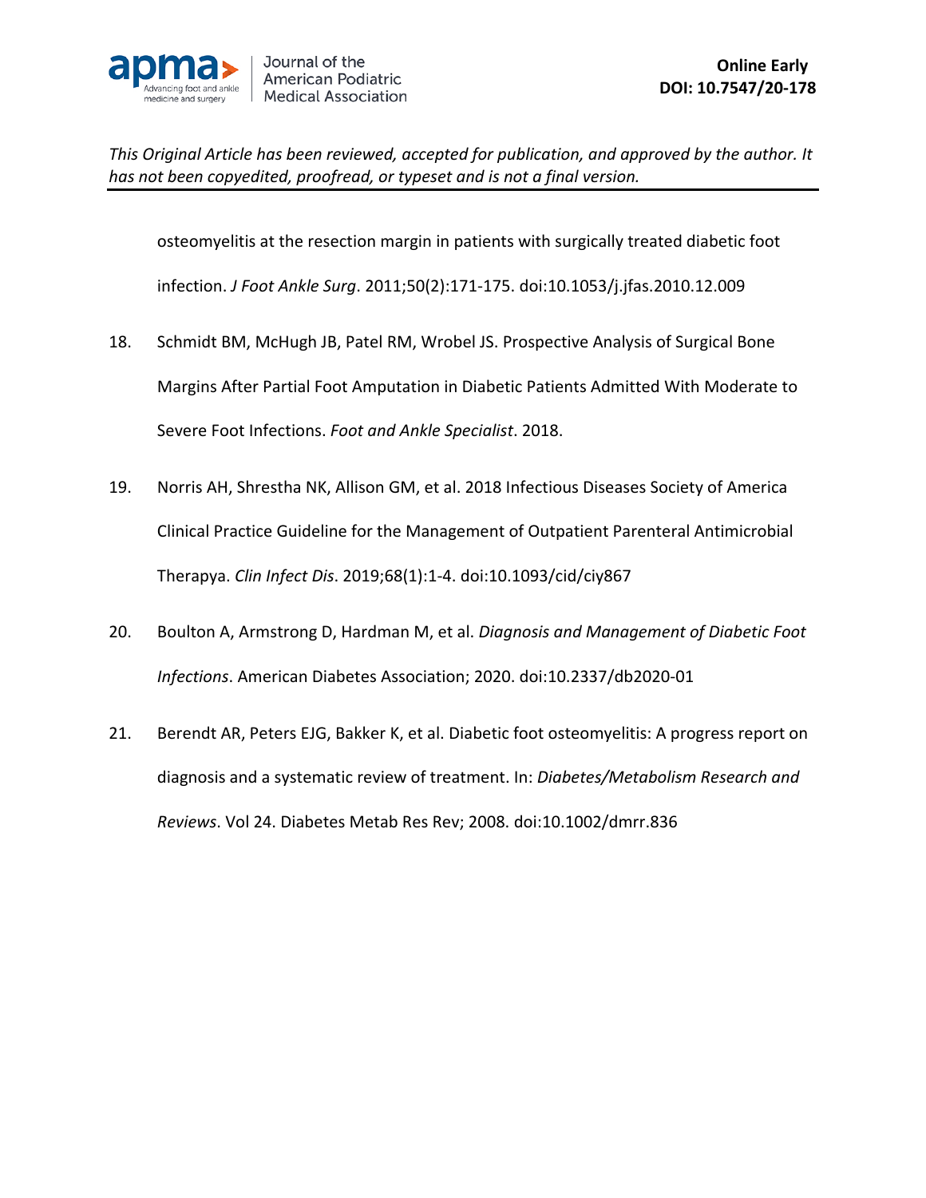osteomyelitis at the resection margin in patients with surgically treated diabetic foot infection. *J Foot Ankle Surg*. 2011;50(2):171-175. doi:10.1053/j.jfas.2010.12.009

18. Schmidt BM, McHugh JB, Patel RM, Wrobel JS. Prospective Analysis of Surgical Bone Margins After Partial Foot Amputation in Diabetic Patients Admitted With Moderate to Severe Foot Infections. *Foot and Ankle Specialist*. 2018.

19. Norris AH, Shrestha NK, Allison GM, et al. 2018 Infectious Diseases Society of America Clinical Practice Guideline for the Management of Outpatient Parenteral Antimicrobial Therapya. *Clin Infect Dis*. 2019;68(1):1-4. doi:10.1093/cid/ciy867

20. Boulton A, Armstrong D, Hardman M, et al. *Diagnosis and Management of Diabetic Foot Infections*. American Diabetes Association; 2020. doi:10.2337/db2020-01

21. Berendt AR, Peters EJG, Bakker K, et al. Diabetic foot osteomyelitis: A progress report on diagnosis and a systematic review of treatment. In: *Diabetes/Metabolism Research and Reviews*. Vol 24. Diabetes Metab Res Rev; 2008. doi:10.1002/dmrr.836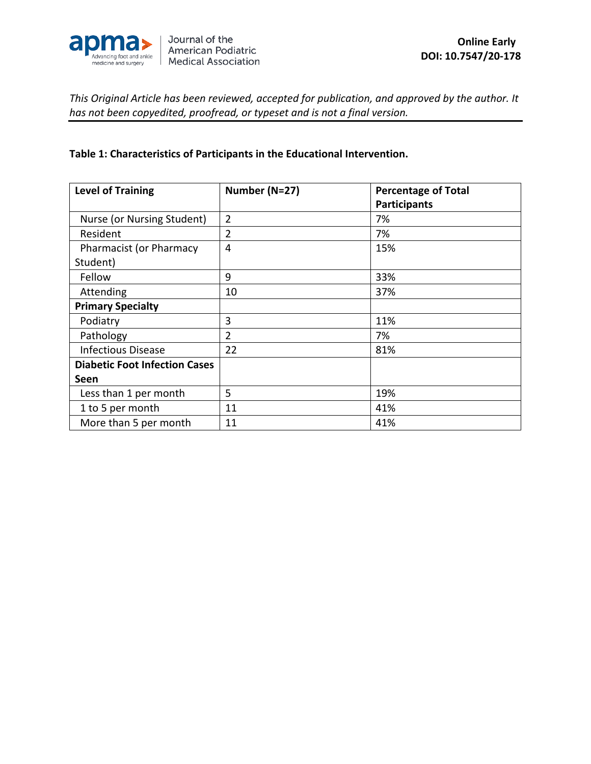*This Original Article has been reviewed, accepted for publication, and approved by the author. It has not been copyedited, proofread, or typeset and is not a final version.*

**Table 1: Characteristics of Participants in the Educational Intervention.**

| **Level of Training** | **Number (N=27)** | **Percentage of Total Participants** |
|---|---|---|
| Nurse (or Nursing Student) | 2 | 7% |
| Resident | 2 | 7% |
| Pharmacist (or Pharmacy Student) | 4 | 15% |
| Fellow | 9 | 33% |
| Attending | 10 | 37% |
| **Primary Specialty** | | |
| Podiatry | 3 | 11% |
| Pathology | 2 | 7% |
| Infectious Disease | 22 | 81% |
| **Diabetic Foot Infection Cases Seen** | | |
| Less than 1 per month | 5 | 19% |
| 1 to 5 per month | 11 | 41% |
| More than 5 per month | 11 | 41% |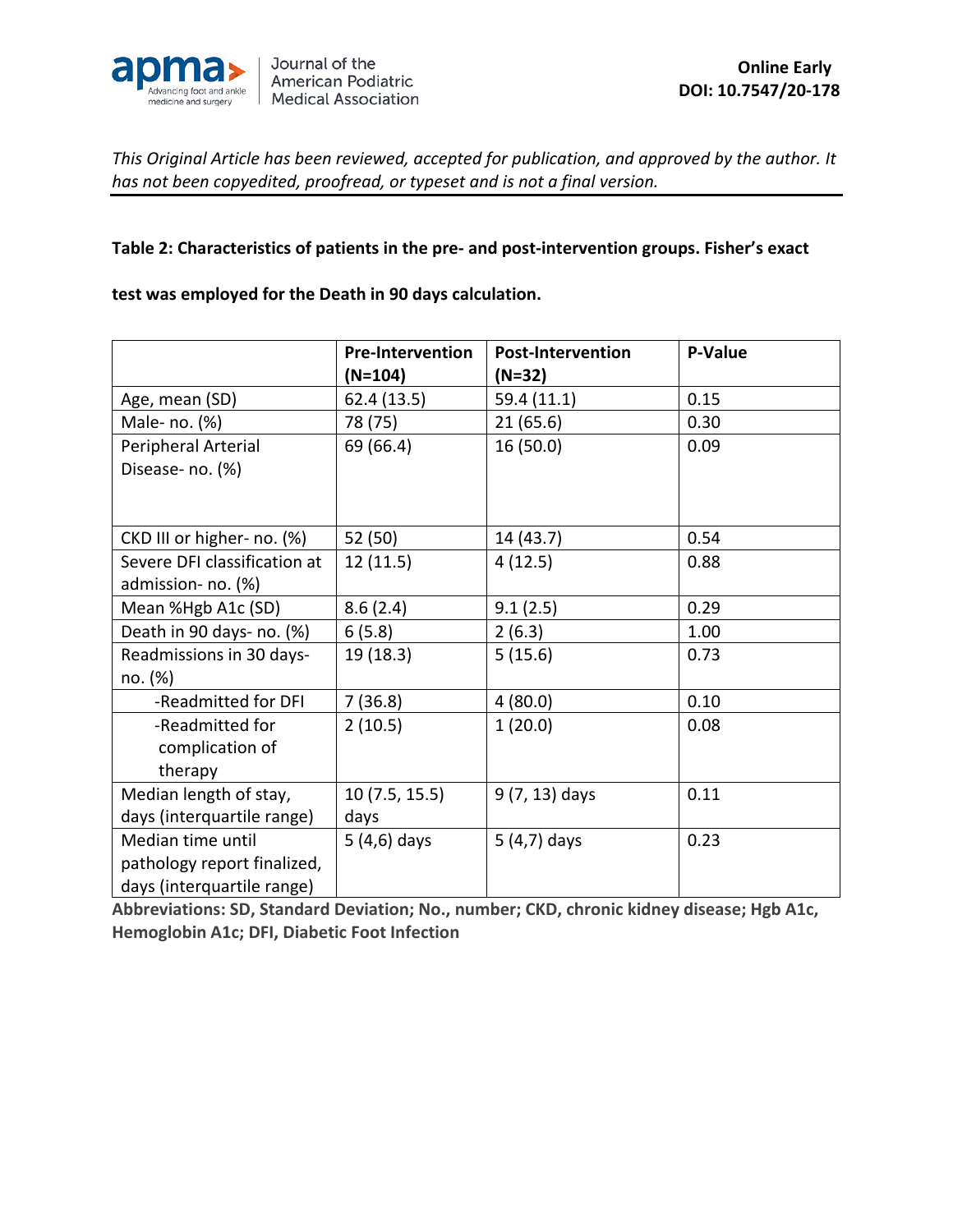*This Original Article has been reviewed, accepted for publication, and approved by the author. It has not been copyedited, proofread, or typeset and is not a final version.*

**Table 2: Characteristics of patients in the pre- and post-intervention groups. Fisher's exact test was employed for the Death in 90 days calculation.**

| | Pre-Intervention (N=104) | Post-Intervention (N=32) | P-Value |
|---|---|---|---|
| Age, mean (SD) | 62.4 (13.5) | 59.4 (11.1) | 0.15 |
| Male- no. (%) | 78 (75) | 21 (65.6) | 0.30 |
| Peripheral Arterial Disease- no. (%) | 69 (66.4) | 16 (50.0) | 0.09 |
| CKD III or higher- no. (%) | 52 (50) | 14 (43.7) | 0.54 |
| Severe DFI classification at admission- no. (%) | 12 (11.5) | 4 (12.5) | 0.88 |
| Mean %Hgb A1c (SD) | 8.6 (2.4) | 9.1 (2.5) | 0.29 |
| Death in 90 days- no. (%) | 6 (5.8) | 2 (6.3) | 1.00 |
| Readmissions in 30 days- no. (%) | 19 (18.3) | 5 (15.6) | 0.73 |
| -Readmitted for DFI | 7 (36.8) | 4 (80.0) | 0.10 |
| -Readmitted for complication of therapy | 2 (10.5) | 1 (20.0) | 0.08 |
| Median length of stay, days (interquartile range) | 10 (7.5, 15.5) days | 9 (7, 13) days | 0.11 |
| Median time until pathology report finalized, days (interquartile range) | 5 (4,6) days | 5 (4,7) days | 0.23 |

**Abbreviations: SD, Standard Deviation; No., number; CKD, chronic kidney disease; Hgb A1c, Hemoglobin A1c; DFI, Diabetic Foot Infection**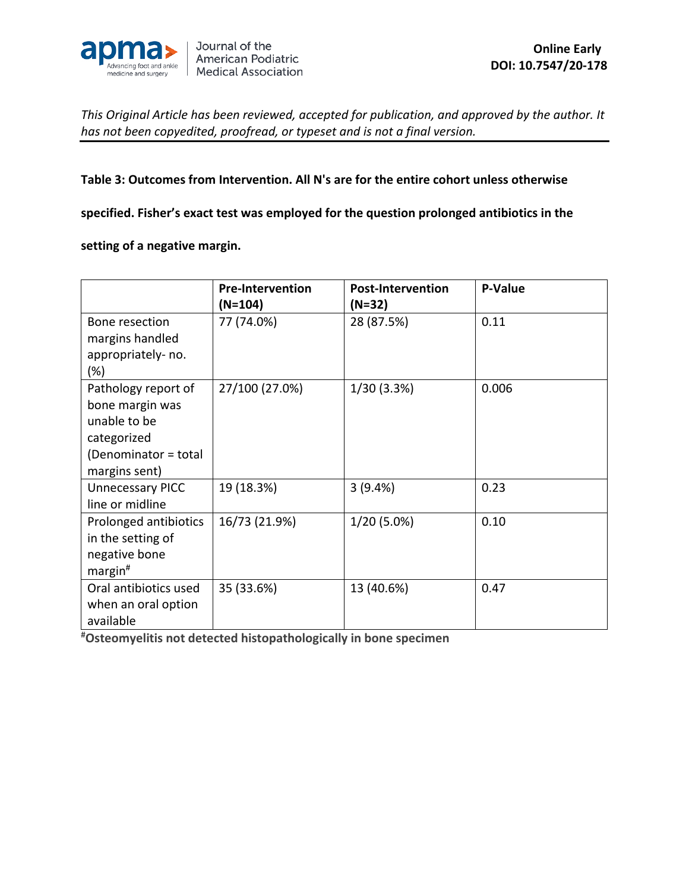*This Original Article has been reviewed, accepted for publication, and approved by the author. It has not been copyedited, proofread, or typeset and is not a final version.*

**Table 3: Outcomes from Intervention. All N's are for the entire cohort unless otherwise specified. Fisher's exact test was employed for the question prolonged antibiotics in the setting of a negative margin.**

| | Pre-Intervention (N=104) | Post-Intervention (N=32) | P-Value |
|---|---|---|---|
| Bone resection margins handled appropriately- no. (%) | 77 (74.0%) | 28 (87.5%) | 0.11 |
| Pathology report of bone margin was unable to be categorized (Denominator = total margins sent) | 27/100 (27.0%) | 1/30 (3.3%) | 0.006 |
| Unnecessary PICC line or midline | 19 (18.3%) | 3 (9.4%) | 0.23 |
| Prolonged antibiotics in the setting of negative bone margin[#] | 16/73 (21.9%) | 1/20 (5.0%) | 0.10 |
| Oral antibiotics used when an oral option available | 35 (33.6%) | 13 (40.6%) | 0.47 |

**[#]Osteomyelitis not detected histopathologically in bone specimen**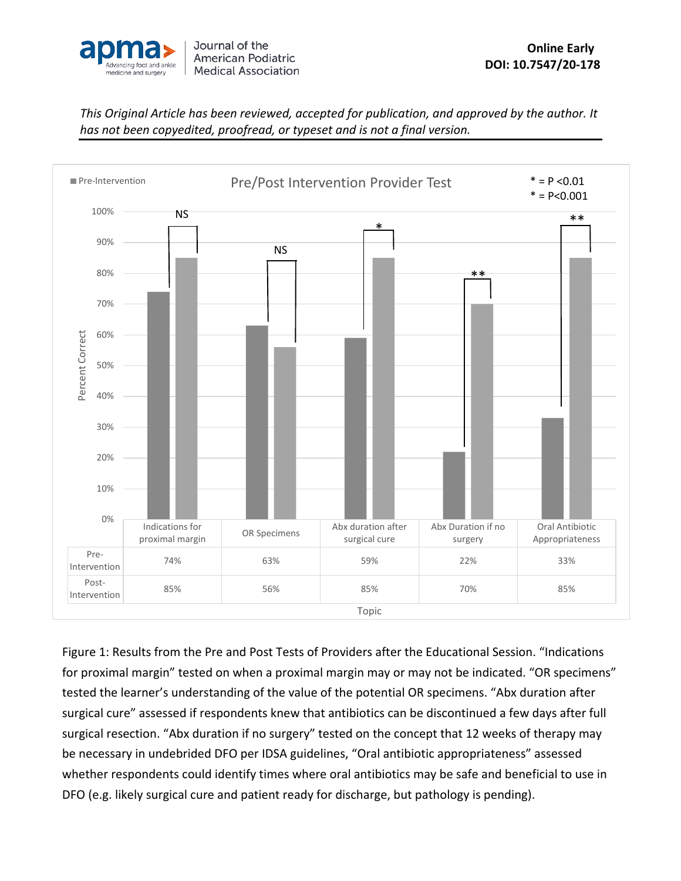*This Original Article has been reviewed, accepted for publication, and approved by the author. It has not been copyedited, proofread, or typeset and is not a final version.*

**Pre/Post Intervention Provider Test**

* = P <0.01
* = P<0.001

| | Indications for proximal margin | OR Specimens | Abx duration after surgical cure | Abx Duration if no surgery | Oral Antibiotic Appropriateness |
|---|---|---|---|---|---|
| Pre-Intervention | 74% | 63% | 59% | 22% | 33% |
| Post-Intervention | 85% | 56% | 85% | 70% | 85% |
| Significance | NS | NS | * | ** | ** |

Figure 1: Results from the Pre and Post Tests of Providers after the Educational Session. "Indications for proximal margin" tested on when a proximal margin may or may not be indicated. "OR specimens" tested the learner's understanding of the value of the potential OR specimens. "Abx duration after surgical cure" assessed if respondents knew that antibiotics can be discontinued a few days after full surgical resection. "Abx duration if no surgery" tested on the concept that 12 weeks of therapy may be necessary in undebrided DFO per IDSA guidelines, "Oral antibiotic appropriateness" assessed whether respondents could identify times where oral antibiotics may be safe and beneficial to use in DFO (e.g. likely surgical cure and patient ready for discharge, but pathology is pending).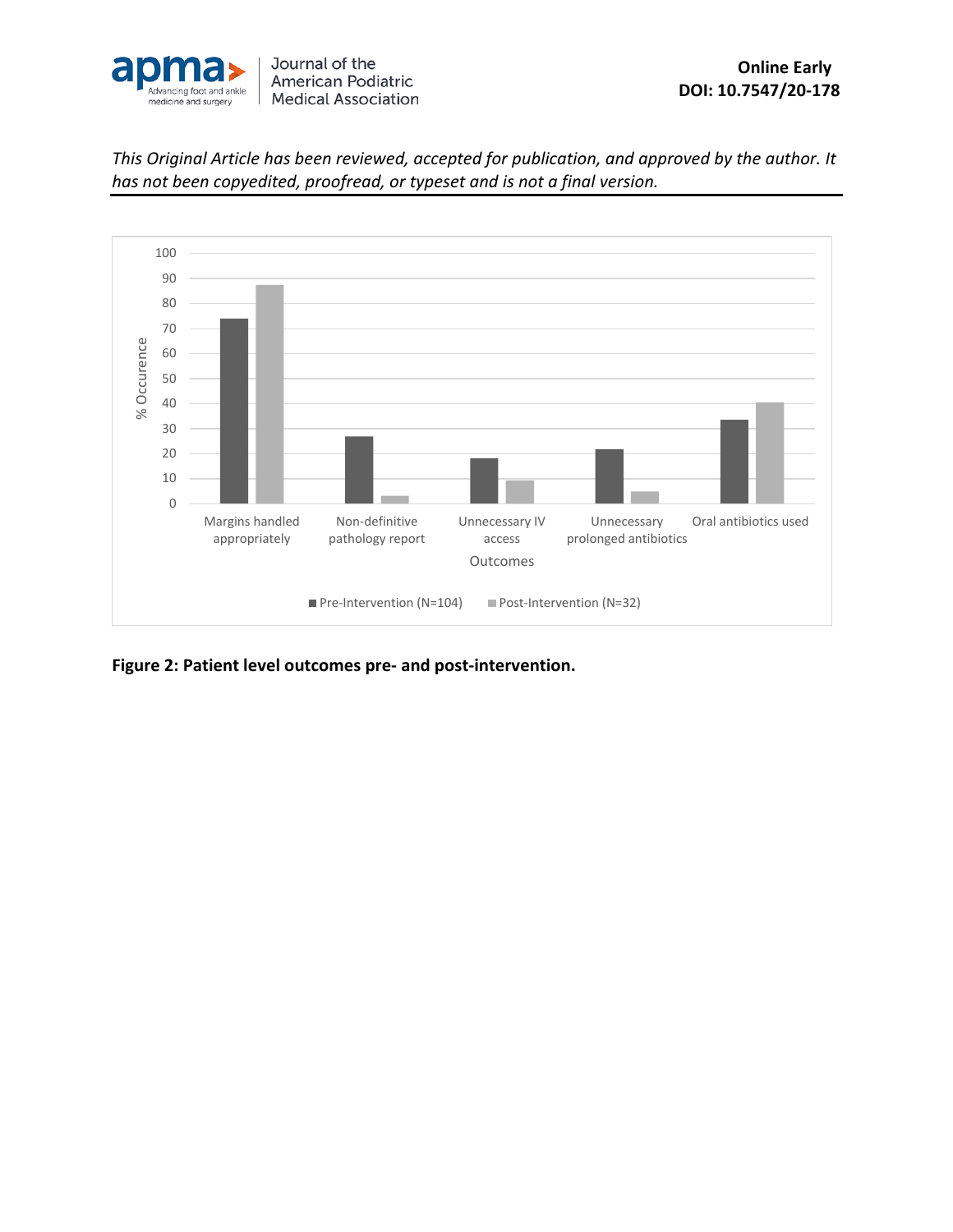This Original Article has been reviewed, accepted for publication, and approved by the author. It has not been copyedited, proofread, or typeset and is not a final version.

**Figure 2: Patient level outcomes pre- and post-intervention.**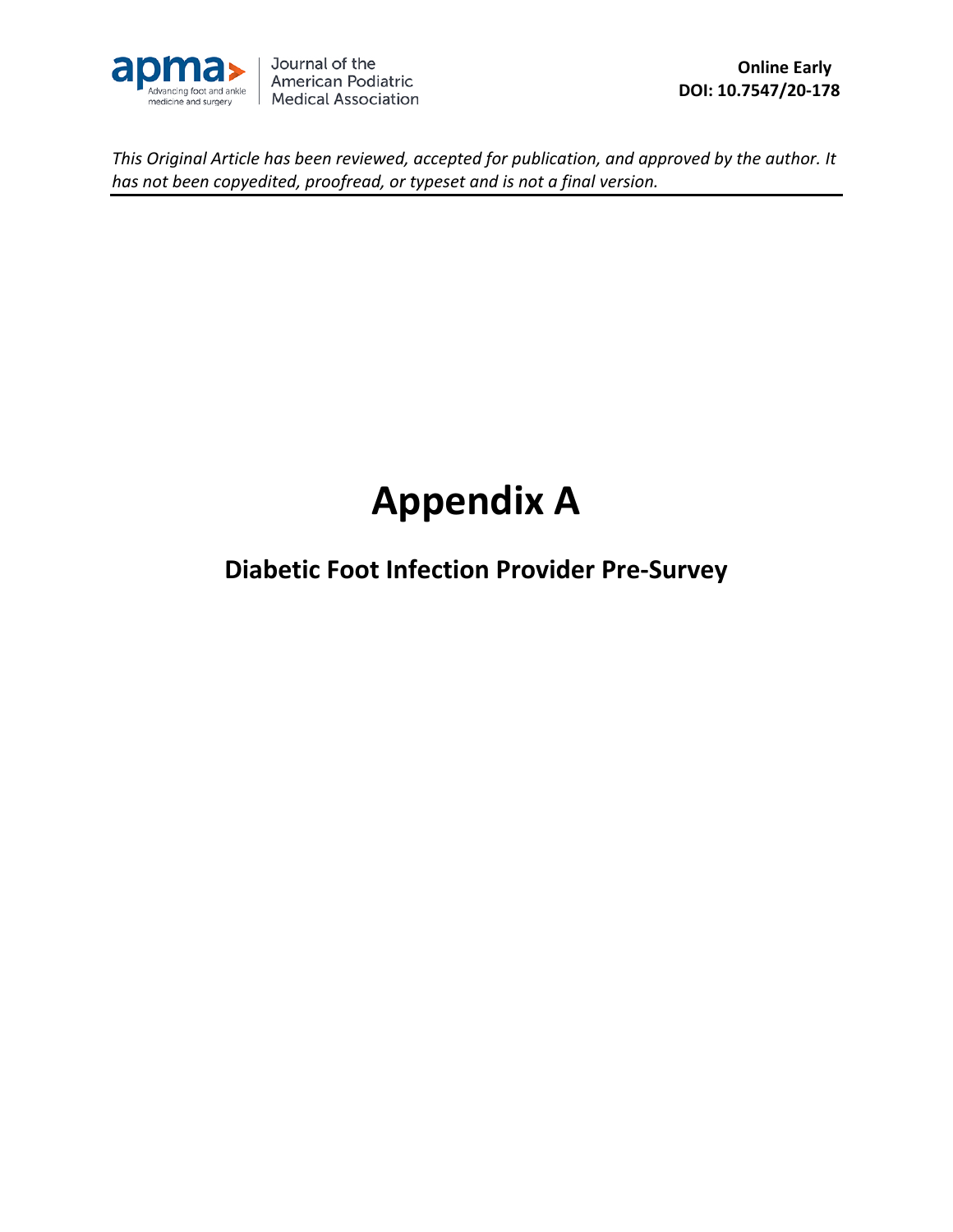# Appendix A

## Diabetic Foot Infection Provider Pre-Survey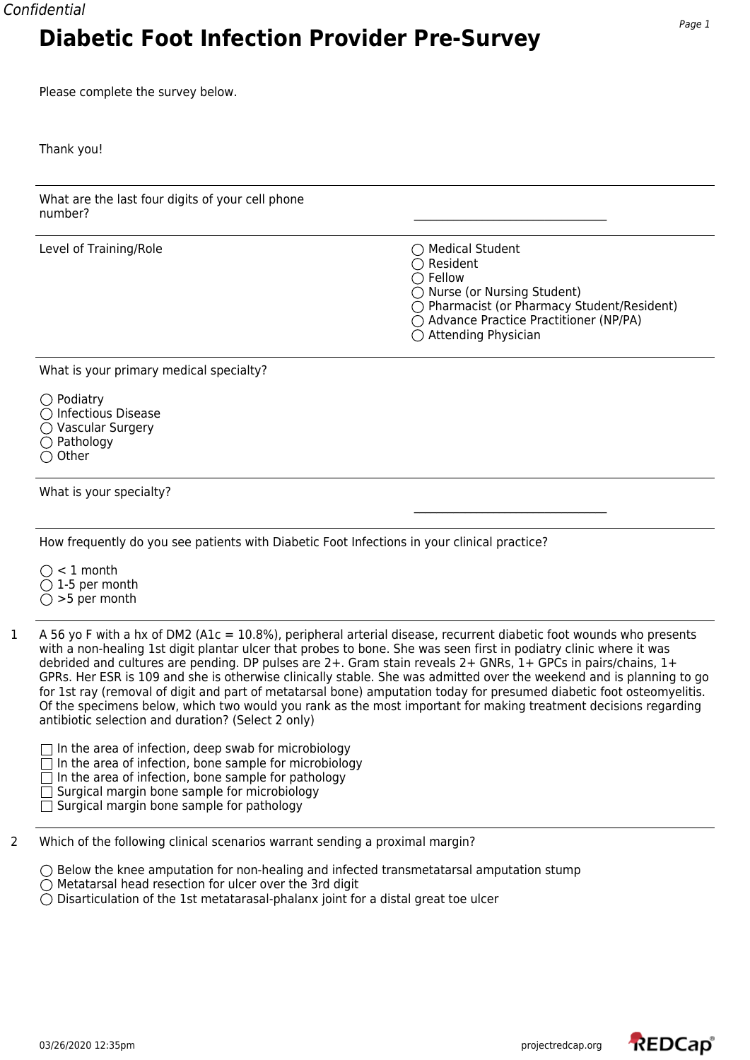Confidential

# Diabetic Foot Infection Provider Pre-Survey

Please complete the survey below.

Thank you!

---

What are the last four digits of your cell phone number? \_\_\_\_\_\_\_\_\_\_\_\_\_\_\_\_\_\_\_\_\_\_\_\_\_\_\_\_\_\_\_\_\_\_

---

Level of Training/Role

- ◯ Medical Student
- ◯ Resident
- ◯ Fellow
- ◯ Nurse (or Nursing Student)
- ◯ Pharmacist (or Pharmacy Student/Resident)
- ◯ Advance Practice Practitioner (NP/PA)
- ◯ Attending Physician

---

What is your primary medical specialty?

- ◯ Podiatry
- ◯ Infectious Disease
- ◯ Vascular Surgery
- ◯ Pathology
- ◯ Other

---

What is your specialty? \_\_\_\_\_\_\_\_\_\_\_\_\_\_\_\_\_\_\_\_\_\_\_\_\_\_\_\_\_\_\_\_\_\_

---

How frequently do you see patients with Diabetic Foot Infections in your clinical practice?

- ◯ < 1 month
- ◯ 1-5 per month
- ◯ >5 per month

---

1 A 56 yo F with a hx of DM2 (A1c = 10.8%), peripheral arterial disease, recurrent diabetic foot wounds who presents with a non-healing 1st digit plantar ulcer that probes to bone. She was seen first in podiatry clinic where it was debrided and cultures are pending. DP pulses are 2+. Gram stain reveals 2+ GNRs, 1+ GPCs in pairs/chains, 1+ GPRs. Her ESR is 109 and she is otherwise clinically stable. She was admitted over the weekend and is planning to go for 1st ray (removal of digit and part of metatarsal bone) amputation today for presumed diabetic foot osteomyelitis. Of the specimens below, which two would you rank as the most important for making treatment decisions regarding antibiotic selection and duration? (Select 2 only)

- ☐ In the area of infection, deep swab for microbiology
- ☐ In the area of infection, bone sample for microbiology
- ☐ In the area of infection, bone sample for pathology
- ☐ Surgical margin bone sample for microbiology
- ☐ Surgical margin bone sample for pathology

---

2 Which of the following clinical scenarios warrant sending a proximal margin?

- ◯ Below the knee amputation for non-healing and infected transmetatarsal amputation stump
- ◯ Metatarsal head resection for ulcer over the 3rd digit
- ◯ Disarticulation of the 1st metatarasal-phalanx joint for a distal great toe ulcer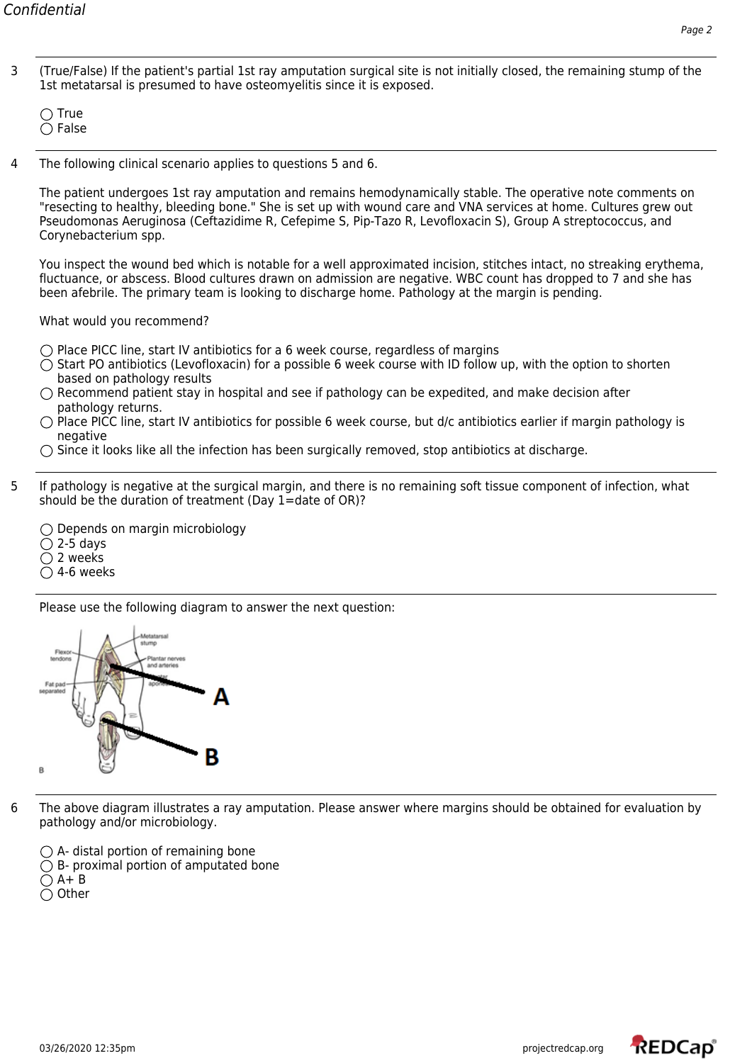3 (True/False) If the patient's partial 1st ray amputation surgical site is not initially closed, the remaining stump of the 1st metatarsal is presumed to have osteomyelitis since it is exposed.

- ◯ True
- ◯ False

4 The following clinical scenario applies to questions 5 and 6.

The patient undergoes 1st ray amputation and remains hemodynamically stable. The operative note comments on "resecting to healthy, bleeding bone." She is set up with wound care and VNA services at home. Cultures grew out Pseudomonas Aeruginosa (Ceftazidime R, Cefepime S, Pip-Tazo R, Levofloxacin S), Group A streptococcus, and Corynebacterium spp.

You inspect the wound bed which is notable for a well approximated incision, stitches intact, no streaking erythema, fluctuance, or abscess. Blood cultures drawn on admission are negative. WBC count has dropped to 7 and she has been afebrile. The primary team is looking to discharge home. Pathology at the margin is pending.

What would you recommend?

- ◯ Place PICC line, start IV antibiotics for a 6 week course, regardless of margins
- ◯ Start PO antibiotics (Levofloxacin) for a possible 6 week course with ID follow up, with the option to shorten based on pathology results
- ◯ Recommend patient stay in hospital and see if pathology can be expedited, and make decision after pathology returns.
- ◯ Place PICC line, start IV antibiotics for possible 6 week course, but d/c antibiotics earlier if margin pathology is negative
- ◯ Since it looks like all the infection has been surgically removed, stop antibiotics at discharge.

5 If pathology is negative at the surgical margin, and there is no remaining soft tissue component of infection, what should be the duration of treatment (Day 1=date of OR)?

- ◯ Depends on margin microbiology
- ◯ 2-5 days
- ◯ 2 weeks
- ◯ 4-6 weeks

Please use the following diagram to answer the next question:

6 The above diagram illustrates a ray amputation. Please answer where margins should be obtained for evaluation by pathology and/or microbiology.

- ◯ A- distal portion of remaining bone
- ◯ B- proximal portion of amputated bone
- ◯ A+ B
- ◯ Other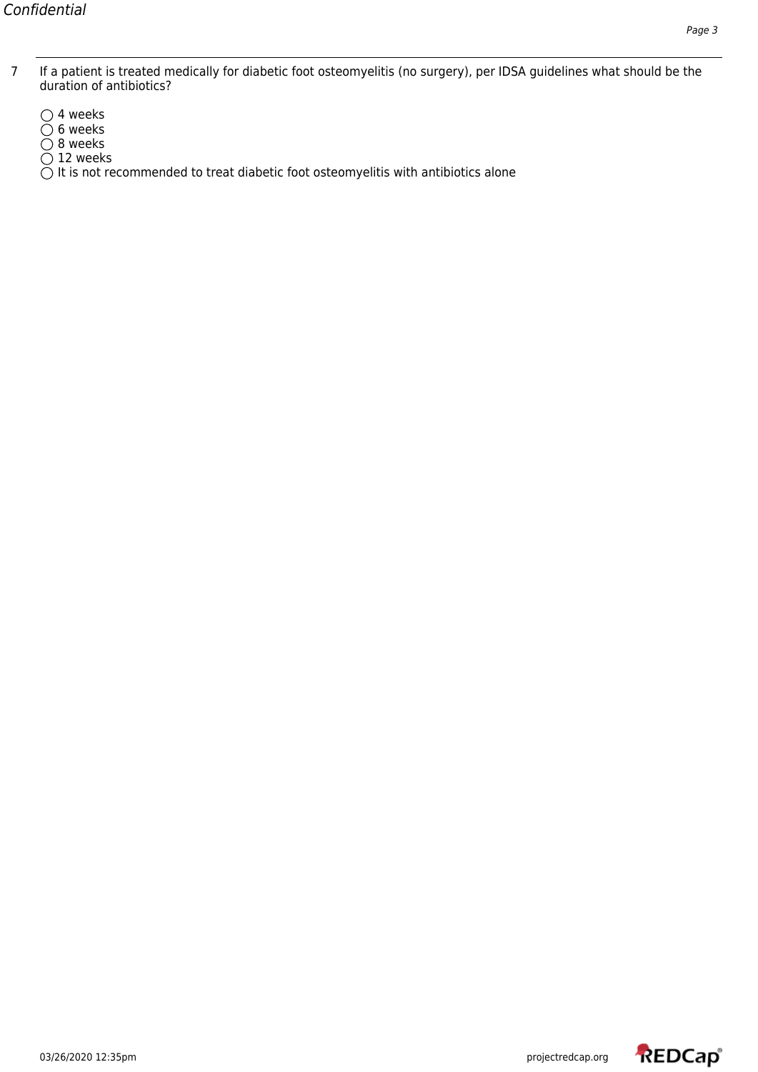7 If a patient is treated medically for diabetic foot osteomyelitis (no surgery), per IDSA guidelines what should be the duration of antibiotics?

- ◯ 4 weeks
- ◯ 6 weeks
- ◯ 8 weeks
- ◯ 12 weeks
- ◯ It is not recommended to treat diabetic foot osteomyelitis with antibiotics alone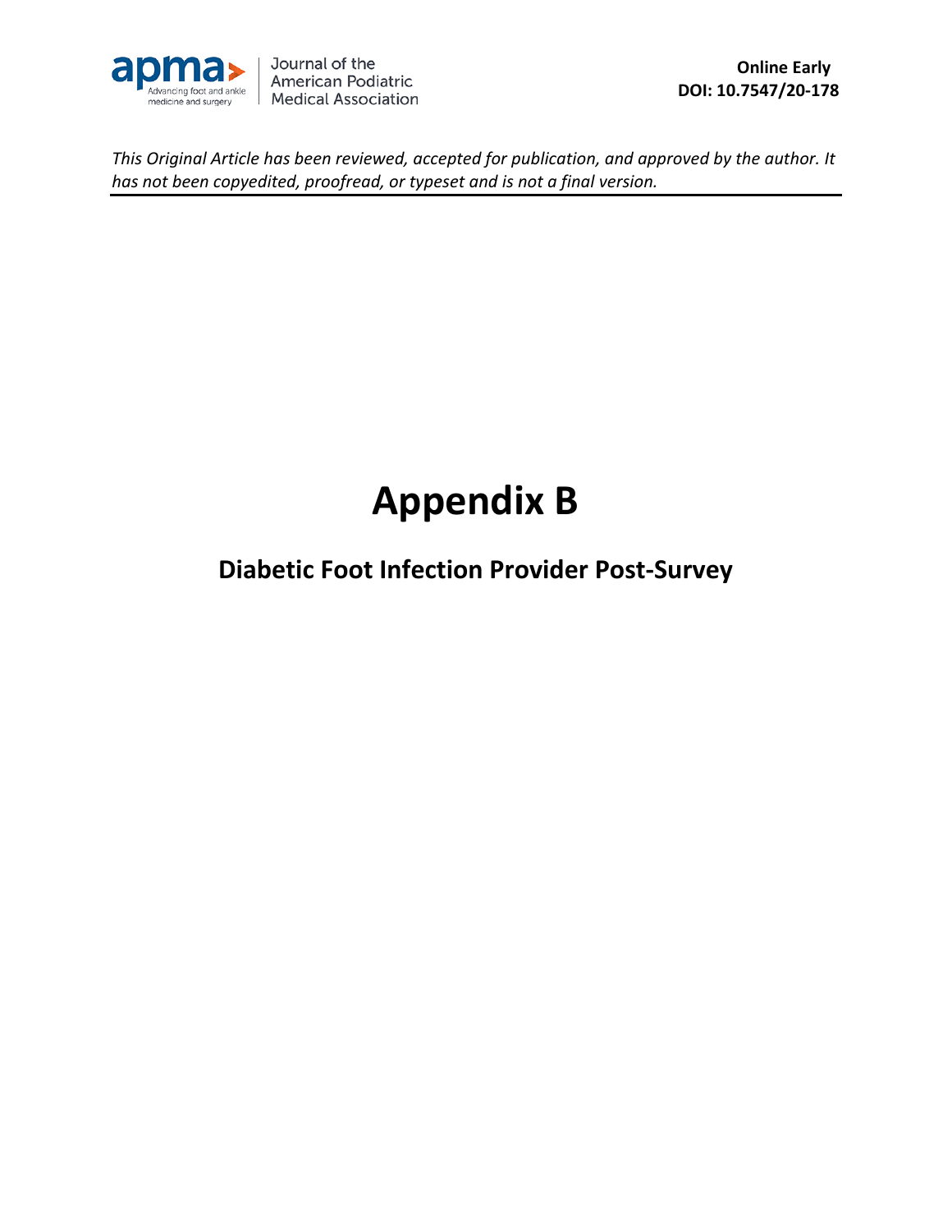# Appendix B

## Diabetic Foot Infection Provider Post-Survey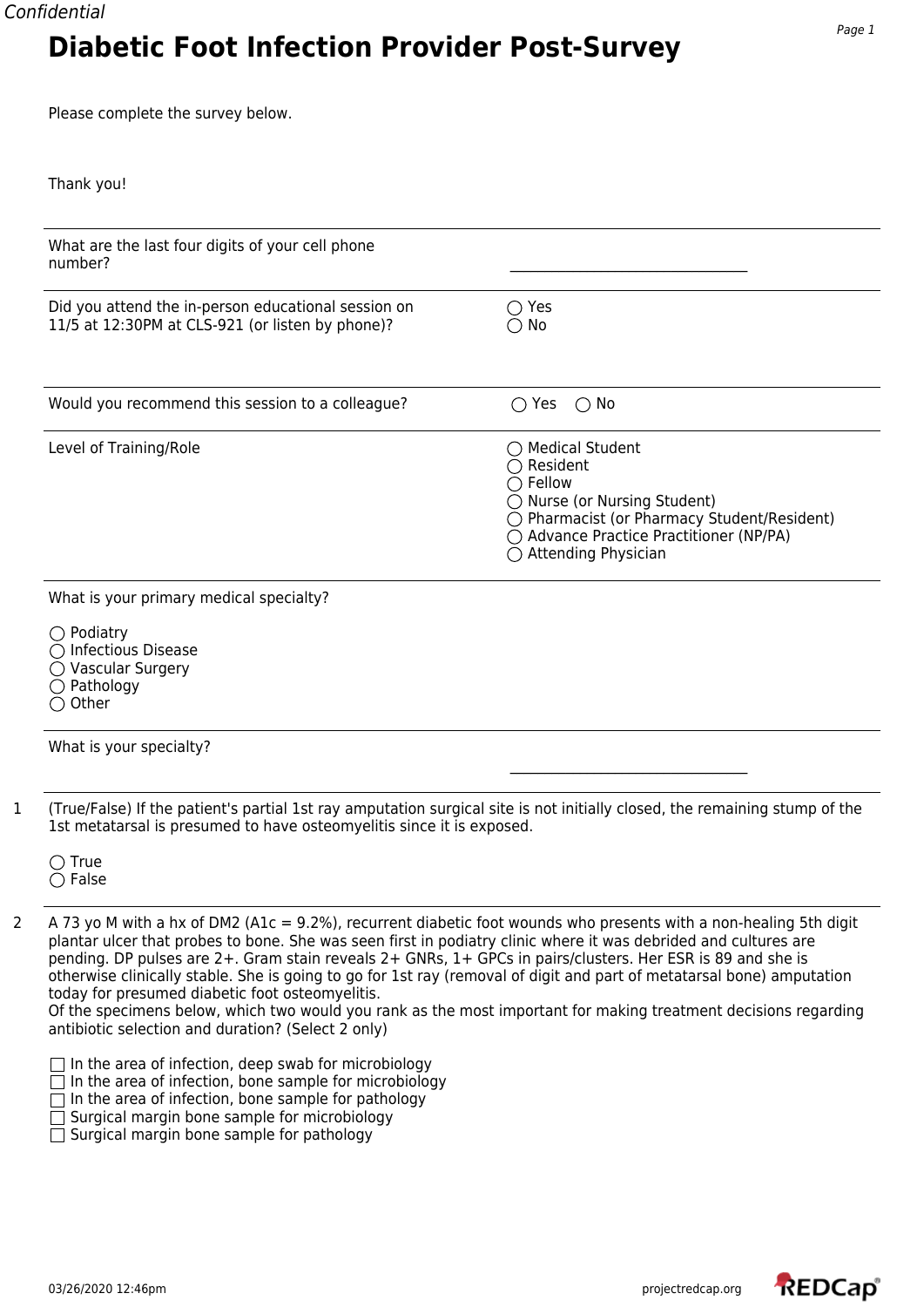# Diabetic Foot Infection Provider Post-Survey

Please complete the survey below.

Thank you!

What are the last four digits of your cell phone number? \_\_\_\_\_\_\_\_\_\_\_\_\_\_\_\_\_\_\_\_\_\_\_\_\_\_\_\_\_\_\_\_\_\_

Did you attend the in-person educational session on 11/5 at 12:30PM at CLS-921 (or listen by phone)?

- ◯ Yes
- ◯ No

Would you recommend this session to a colleague?

- ◯ Yes
- ◯ No

Level of Training/Role

- ◯ Medical Student
- ◯ Resident
- ◯ Fellow
- ◯ Nurse (or Nursing Student)
- ◯ Pharmacist (or Pharmacy Student/Resident)
- ◯ Advance Practice Practitioner (NP/PA)
- ◯ Attending Physician

What is your primary medical specialty?

- ◯ Podiatry
- ◯ Infectious Disease
- ◯ Vascular Surgery
- ◯ Pathology
- ◯ Other

What is your specialty? \_\_\_\_\_\_\_\_\_\_\_\_\_\_\_\_\_\_\_\_\_\_\_\_\_\_\_\_\_\_\_\_\_\_

1. (True/False) If the patient's partial 1st ray amputation surgical site is not initially closed, the remaining stump of the 1st metatarsal is presumed to have osteomyelitis since it is exposed.

- ◯ True
- ◯ False

2. A 73 yo M with a hx of DM2 (A1c = 9.2%), recurrent diabetic foot wounds who presents with a non-healing 5th digit plantar ulcer that probes to bone. She was seen first in podiatry clinic where it was debrided and cultures are pending. DP pulses are 2+. Gram stain reveals 2+ GNRs, 1+ GPCs in pairs/clusters. Her ESR is 89 and she is otherwise clinically stable. She is going to go for 1st ray (removal of digit and part of metatarsal bone) amputation today for presumed diabetic foot osteomyelitis.
Of the specimens below, which two would you rank as the most important for making treatment decisions regarding antibiotic selection and duration? (Select 2 only)

- ☐ In the area of infection, deep swab for microbiology
- ☐ In the area of infection, bone sample for microbiology
- ☐ In the area of infection, bone sample for pathology
- ☐ Surgical margin bone sample for microbiology
- ☐ Surgical margin bone sample for pathology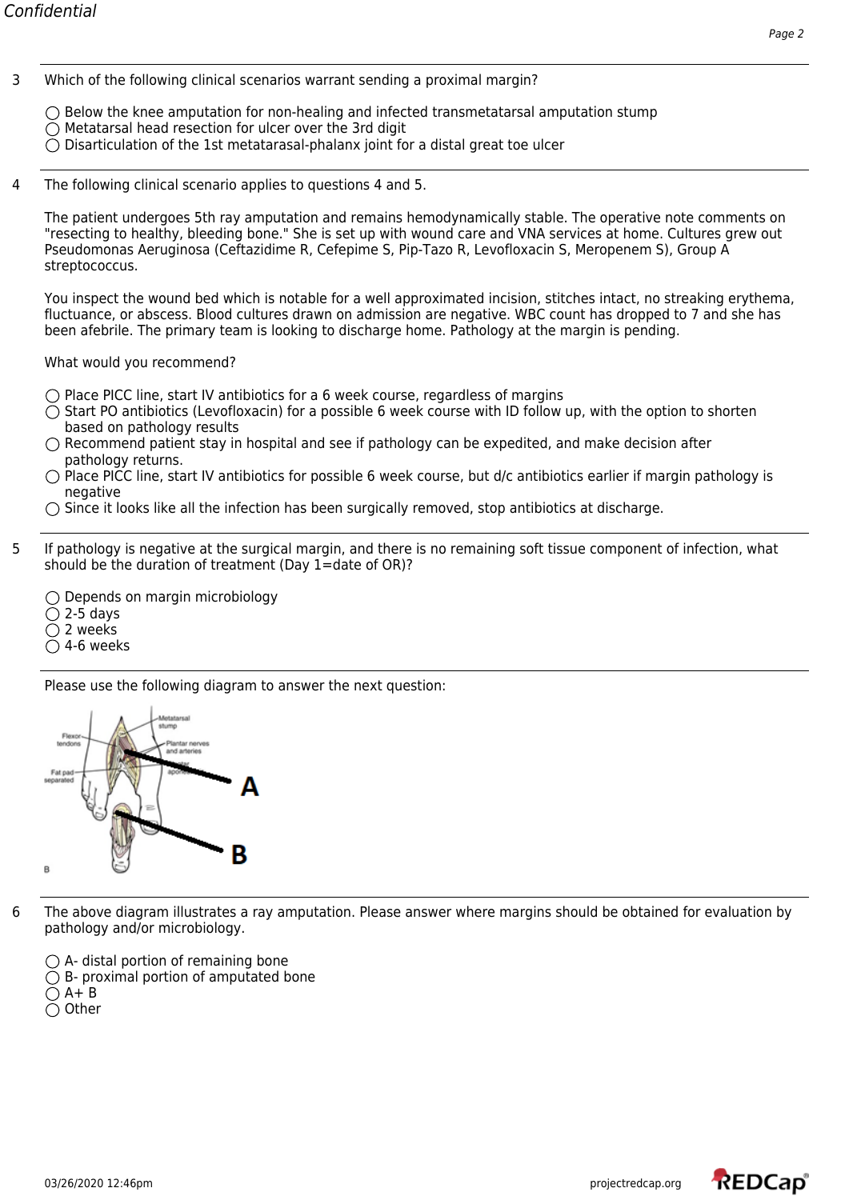3 Which of the following clinical scenarios warrant sending a proximal margin?

- ◯ Below the knee amputation for non-healing and infected transmetatarsal amputation stump
- ◯ Metatarsal head resection for ulcer over the 3rd digit
- ◯ Disarticulation of the 1st metatarasal-phalanx joint for a distal great toe ulcer

4 The following clinical scenario applies to questions 4 and 5.

The patient undergoes 5th ray amputation and remains hemodynamically stable. The operative note comments on "resecting to healthy, bleeding bone." She is set up with wound care and VNA services at home. Cultures grew out Pseudomonas Aeruginosa (Ceftazidime R, Cefepime S, Pip-Tazo R, Levofloxacin S, Meropenem S), Group A streptococcus.

You inspect the wound bed which is notable for a well approximated incision, stitches intact, no streaking erythema, fluctuance, or abscess. Blood cultures drawn on admission are negative. WBC count has dropped to 7 and she has been afebrile. The primary team is looking to discharge home. Pathology at the margin is pending.

What would you recommend?

- ◯ Place PICC line, start IV antibiotics for a 6 week course, regardless of margins
- ◯ Start PO antibiotics (Levofloxacin) for a possible 6 week course with ID follow up, with the option to shorten based on pathology results
- ◯ Recommend patient stay in hospital and see if pathology can be expedited, and make decision after pathology returns.
- ◯ Place PICC line, start IV antibiotics for possible 6 week course, but d/c antibiotics earlier if margin pathology is negative
- ◯ Since it looks like all the infection has been surgically removed, stop antibiotics at discharge.

5 If pathology is negative at the surgical margin, and there is no remaining soft tissue component of infection, what should be the duration of treatment (Day 1=date of OR)?

- ◯ Depends on margin microbiology
- ◯ 2-5 days
- ◯ 2 weeks
- ◯ 4-6 weeks

Please use the following diagram to answer the next question:

6 The above diagram illustrates a ray amputation. Please answer where margins should be obtained for evaluation by pathology and/or microbiology.

- ◯ A- distal portion of remaining bone
- ◯ B- proximal portion of amputated bone
- ◯ A+ B
- ◯ Other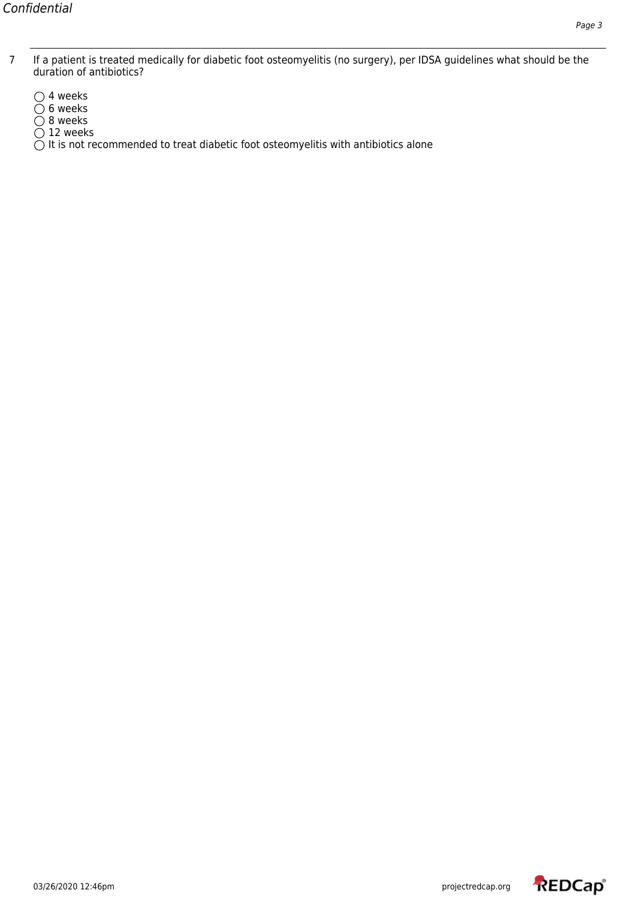7 If a patient is treated medically for diabetic foot osteomyelitis (no surgery), per IDSA guidelines what should be the duration of antibiotics?

- ◯ 4 weeks
- ◯ 6 weeks
- ◯ 8 weeks
- ◯ 12 weeks
- ◯ It is not recommended to treat diabetic foot osteomyelitis with antibiotics alone